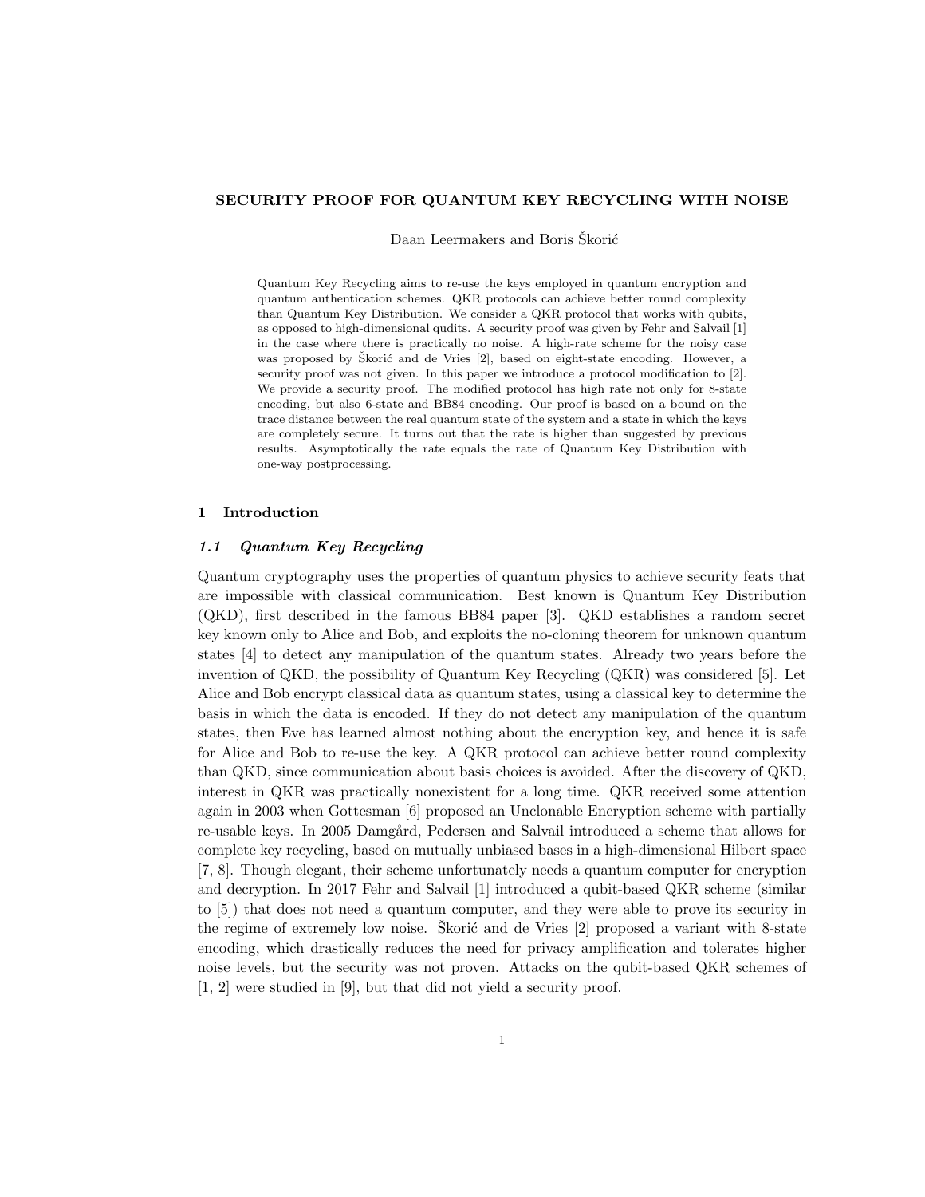# SECURITY PROOF FOR QUANTUM KEY RECYCLING WITH NOISE

Daan Leermakers and Boris Škorić

Quantum Key Recycling aims to re-use the keys employed in quantum encryption and quantum authentication schemes. QKR protocols can achieve better round complexity than Quantum Key Distribution. We consider a QKR protocol that works with qubits, as opposed to high-dimensional qudits. A security proof was given by Fehr and Salvail [1] in the case where there is practically no noise. A high-rate scheme for the noisy case was proposed by Škorić and de Vries [2], based on eight-state encoding. However, a security proof was not given. In this paper we introduce a protocol modification to [2]. We provide a security proof. The modified protocol has high rate not only for 8-state encoding, but also 6-state and BB84 encoding. Our proof is based on a bound on the trace distance between the real quantum state of the system and a state in which the keys are completely secure. It turns out that the rate is higher than suggested by previous results. Asymptotically the rate equals the rate of Quantum Key Distribution with one-way postprocessing.

## 1 Introduction

### 1.1 Quantum Key Recycling

Quantum cryptography uses the properties of quantum physics to achieve security feats that are impossible with classical communication. Best known is Quantum Key Distribution (QKD), first described in the famous BB84 paper [3]. QKD establishes a random secret key known only to Alice and Bob, and exploits the no-cloning theorem for unknown quantum states [4] to detect any manipulation of the quantum states. Already two years before the invention of QKD, the possibility of Quantum Key Recycling (QKR) was considered [5]. Let Alice and Bob encrypt classical data as quantum states, using a classical key to determine the basis in which the data is encoded. If they do not detect any manipulation of the quantum states, then Eve has learned almost nothing about the encryption key, and hence it is safe for Alice and Bob to re-use the key. A QKR protocol can achieve better round complexity than QKD, since communication about basis choices is avoided. After the discovery of QKD, interest in QKR was practically nonexistent for a long time. QKR received some attention again in 2003 when Gottesman [6] proposed an Unclonable Encryption scheme with partially re-usable keys. In 2005 Damgård, Pedersen and Salvail introduced a scheme that allows for complete key recycling, based on mutually unbiased bases in a high-dimensional Hilbert space [7, 8]. Though elegant, their scheme unfortunately needs a quantum computer for encryption and decryption. In 2017 Fehr and Salvail [1] introduced a qubit-based QKR scheme (similar to [5]) that does not need a quantum computer, and they were able to prove its security in the regime of extremely low noise. Škorić and de Vries [2] proposed a variant with 8-state encoding, which drastically reduces the need for privacy amplification and tolerates higher noise levels, but the security was not proven. Attacks on the qubit-based QKR schemes of [1, 2] were studied in [9], but that did not yield a security proof.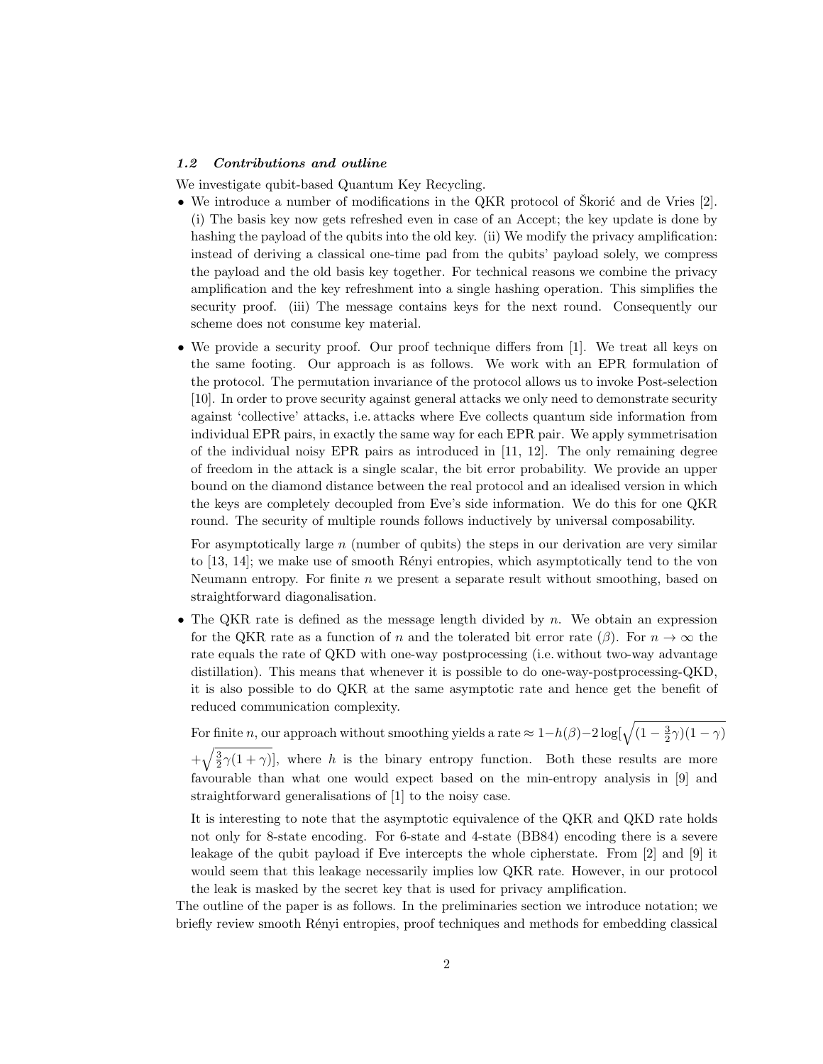### 1.2 Contributions and outline

We investigate qubit-based Quantum Key Recycling.

- We introduce a number of modifications in the QKR protocol of Škorić and de Vries [2]. (i) The basis key now gets refreshed even in case of an Accept; the key update is done by hashing the payload of the qubits into the old key. (ii) We modify the privacy amplification: instead of deriving a classical one-time pad from the qubits' payload solely, we compress the payload and the old basis key together. For technical reasons we combine the privacy amplification and the key refreshment into a single hashing operation. This simplifies the security proof. (iii) The message contains keys for the next round. Consequently our scheme does not consume key material.
- We provide a security proof. Our proof technique differs from [1]. We treat all keys on the same footing. Our approach is as follows. We work with an EPR formulation of the protocol. The permutation invariance of the protocol allows us to invoke Post-selection [10]. In order to prove security against general attacks we only need to demonstrate security against 'collective' attacks, i.e. attacks where Eve collects quantum side information from individual EPR pairs, in exactly the same way for each EPR pair. We apply symmetrisation of the individual noisy EPR pairs as introduced in [11, 12]. The only remaining degree of freedom in the attack is a single scalar, the bit error probability. We provide an upper bound on the diamond distance between the real protocol and an idealised version in which the keys are completely decoupled from Eve's side information. We do this for one QKR round. The security of multiple rounds follows inductively by universal composability.

  For asymptotically large $n$ (number of qubits) the steps in our derivation are very similar to [13, 14]; we make use of smooth Rényi entropies, which asymptotically tend to the von Neumann entropy. For finite $n$ we present a separate result without smoothing, based on straightforward diagonalisation.
- The QKR rate is defined as the message length divided by $n$. We obtain an expression for the QKR rate as a function of $n$ and the tolerated bit error rate ($\beta$). For $n \to \infty$ the rate equals the rate of QKD with one-way postprocessing (i.e. without two-way advantage distillation). This means that whenever it is possible to do one-way-postprocessing-QKD, it is also possible to do QKR at the same asymptotic rate and hence get the benefit of reduced communication complexity.

  For finite $n$, our approach without smoothing yields a rate $\approx 1-h(\beta)-2\log[\sqrt{(1-\frac{3}{2}\gamma)(1-\gamma)} + \sqrt{\frac{3}{2}\gamma(1+\gamma)}]$, where $h$ is the binary entropy function. Both these results are more favourable than what one would expect based on the min-entropy analysis in [9] and straightforward generalisations of [1] to the noisy case.

  It is interesting to note that the asymptotic equivalence of the QKR and QKD rate holds not only for 8-state encoding. For 6-state and 4-state (BB84) encoding there is a severe leakage of the qubit payload if Eve intercepts the whole cipherstate. From [2] and [9] it would seem that this leakage necessarily implies low QKR rate. However, in our protocol the leak is masked by the secret key that is used for privacy amplification.

The outline of the paper is as follows. In the preliminaries section we introduce notation; we briefly review smooth Rényi entropies, proof techniques and methods for embedding classical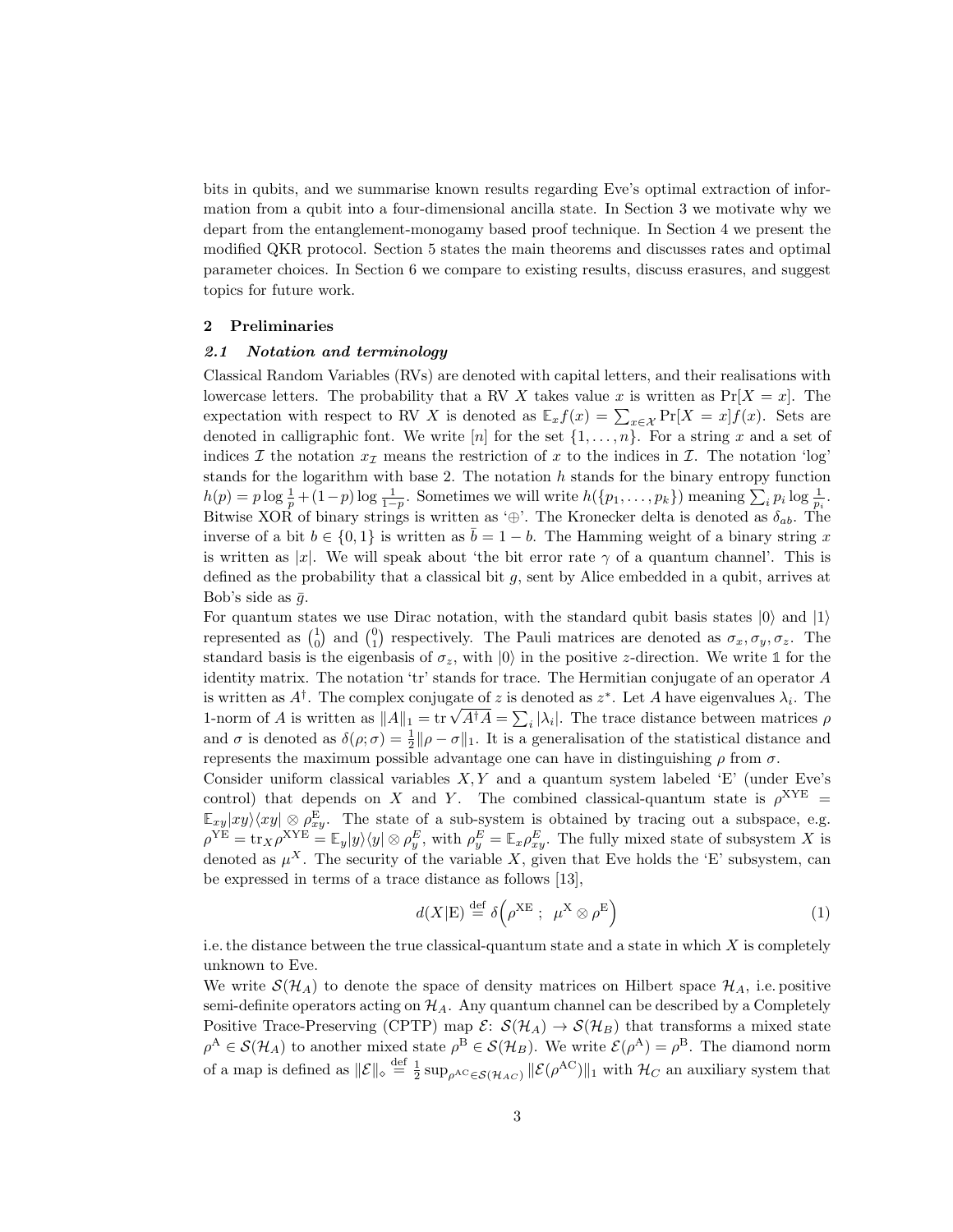bits in qubits, and we summarise known results regarding Eve's optimal extraction of information from a qubit into a four-dimensional ancilla state. In Section 3 we motivate why we depart from the entanglement-monogamy based proof technique. In Section 4 we present the modified QKR protocol. Section 5 states the main theorems and discusses rates and optimal parameter choices. In Section 6 we compare to existing results, discuss erasures, and suggest topics for future work.

## 2 Preliminaries

### 2.1 Notation and terminology

Classical Random Variables (RVs) are denoted with capital letters, and their realisations with lowercase letters. The probability that a RV $X$ takes value $x$ is written as $\Pr[X = x]$. The expectation with respect to RV $X$ is denoted as $\mathbb{E}_x f(x) = \sum_{x\in\mathcal{X}} \Pr[X = x] f(x)$. Sets are denoted in calligraphic font. We write $[n]$ for the set $\{1, \ldots, n\}$. For a string $x$ and a set of indices $\mathcal{I}$ the notation $x_\mathcal{I}$ means the restriction of $x$ to the indices in $\mathcal{I}$. The notation 'log' stands for the logarithm with base 2. The notation $h$ stands for the binary entropy function $h(p) = p \log \frac{1}{p} + (1-p) \log \frac{1}{1-p}$. Sometimes we will write $h(\{p_1, \ldots, p_k\})$ meaning $\sum_i p_i \log \frac{1}{p_i}$. Bitwise XOR of binary strings is written as '$\oplus$'. The Kronecker delta is denoted as $\delta_{ab}$. The inverse of a bit $b \in \{0, 1\}$ is written as $\bar{b} = 1 - b$. The Hamming weight of a binary string $x$ is written as $|x|$. We will speak about 'the bit error rate $\gamma$ of a quantum channel'. This is defined as the probability that a classical bit $g$, sent by Alice embedded in a qubit, arrives at Bob's side as $\bar{g}$.

For quantum states we use Dirac notation, with the standard qubit basis states $|0\rangle$ and $|1\rangle$ represented as $\binom{1}{0}$ and $\binom{0}{1}$ respectively. The Pauli matrices are denoted as $\sigma_x, \sigma_y, \sigma_z$. The standard basis is the eigenbasis of $\sigma_z$, with $|0\rangle$ in the positive $z$-direction. We write $\mathbb{1}$ for the identity matrix. The notation 'tr' stands for trace. The Hermitian conjugate of an operator $A$ is written as $A^\dagger$. The complex conjugate of $z$ is denoted as $z^*$. Let $A$ have eigenvalues $\lambda_i$. The 1-norm of $A$ is written as $\|A\|_1 = \mathrm{tr}\,\sqrt{A^\dagger A} = \sum_i |\lambda_i|$. The trace distance between matrices $\rho$ and $\sigma$ is denoted as $\delta(\rho; \sigma) = \frac{1}{2}\|\rho - \sigma\|_1$. It is a generalisation of the statistical distance and represents the maximum possible advantage one can have in distinguishing $\rho$ from $\sigma$.

Consider uniform classical variables $X, Y$ and a quantum system labeled 'E' (under Eve's control) that depends on $X$ and $Y$. The combined classical-quantum state is $\rho^{\mathrm{XYE}} = \mathbb{E}_{xy} |xy\rangle\langle xy| \otimes \rho^{\mathrm{E}}_{xy}$. The state of a sub-system is obtained by tracing out a subspace, e.g. $\rho^{\mathrm{YE}} = \mathrm{tr}_X \rho^{\mathrm{XYE}} = \mathbb{E}_y |y\rangle\langle y| \otimes \rho^E_y$, with $\rho^E_y = \mathbb{E}_x \rho^E_{xy}$. The fully mixed state of subsystem $X$ is denoted as $\mu^X$. The security of the variable $X$, given that Eve holds the 'E' subsystem, can be expressed in terms of a trace distance as follows [13],

$$d(X|\mathrm{E}) \stackrel{\text{def}}{=} \delta\Big(\rho^{\mathrm{XE}}\ ;\ \ \mu^{\mathrm{X}} \otimes \rho^{\mathrm{E}}\Big) \tag{1}$$

i.e. the distance between the true classical-quantum state and a state in which $X$ is completely unknown to Eve.

We write $\mathcal{S}(\mathcal{H}_A)$ to denote the space of density matrices on Hilbert space $\mathcal{H}_A$, i.e. positive semi-definite operators acting on $\mathcal{H}_A$. Any quantum channel can be described by a Completely Positive Trace-Preserving (CPTP) map $\mathcal{E}$: $\mathcal{S}(\mathcal{H}_A) \to \mathcal{S}(\mathcal{H}_B)$ that transforms a mixed state $\rho^{\mathrm{A}} \in \mathcal{S}(\mathcal{H}_A)$ to another mixed state $\rho^{\mathrm{B}} \in \mathcal{S}(\mathcal{H}_B)$. We write $\mathcal{E}(\rho^{\mathrm{A}}) = \rho^{\mathrm{B}}$. The diamond norm of a map is defined as $\|\mathcal{E}\|_\diamond \stackrel{\text{def}}{=} \frac{1}{2} \sup_{\rho^{\mathrm{AC}} \in \mathcal{S}(\mathcal{H}_{AC})} \|\mathcal{E}(\rho^{\mathrm{AC}})\|_1$ with $\mathcal{H}_C$ an auxiliary system that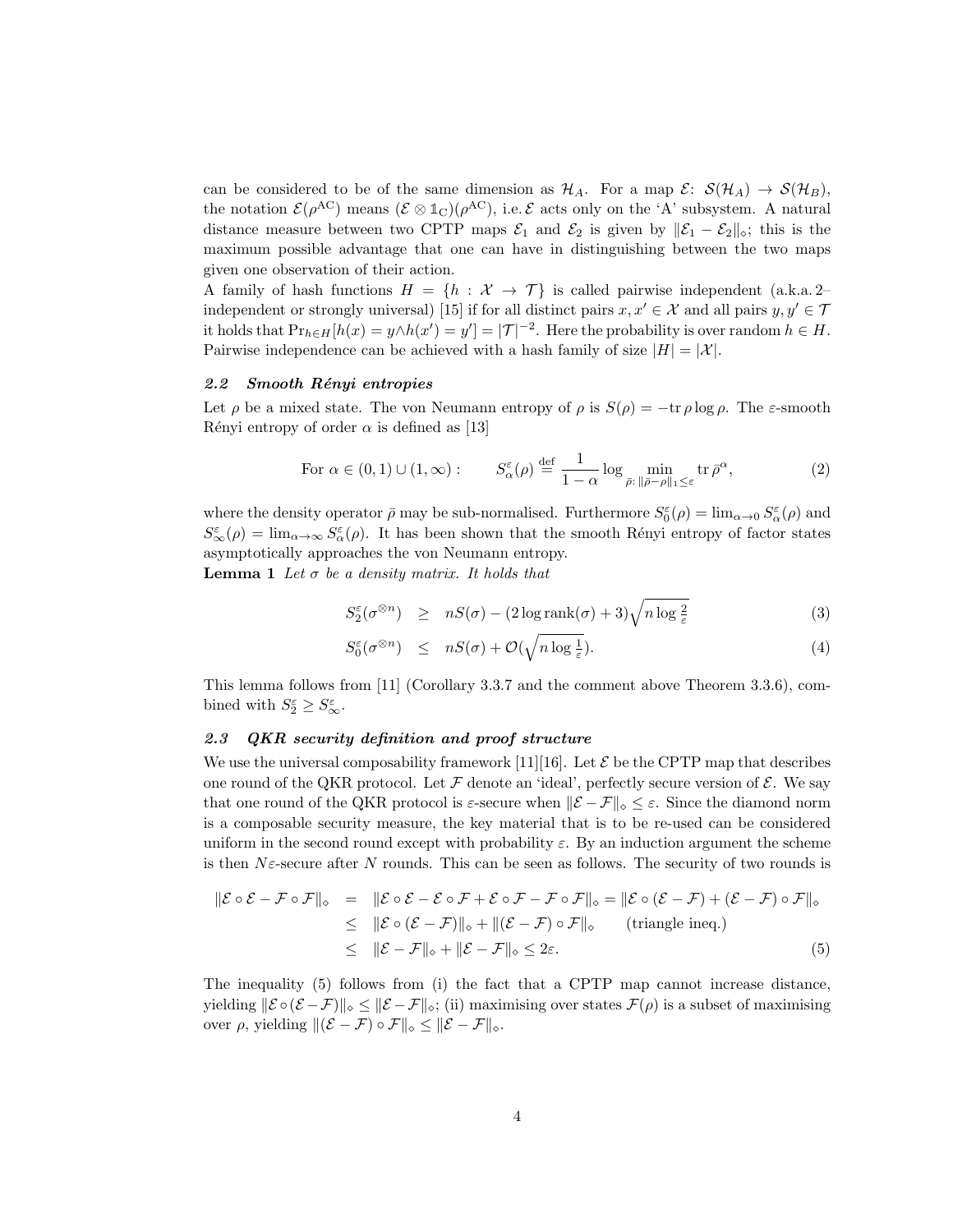can be considered to be of the same dimension as $\mathcal{H}_A$. For a map $\mathcal{E}\colon \mathcal{S}(\mathcal{H}_A) \to \mathcal{S}(\mathcal{H}_B)$, the notation $\mathcal{E}(\rho^{\rm AC})$ means $(\mathcal{E} \otimes \mathbb{1}_{\rm C})(\rho^{\rm AC})$, i.e. $\mathcal{E}$ acts only on the 'A' subsystem. A natural distance measure between two CPTP maps $\mathcal{E}_1$ and $\mathcal{E}_2$ is given by $\|\mathcal{E}_1 - \mathcal{E}_2\|_\diamond$; this is the maximum possible advantage that one can have in distinguishing between the two maps given one observation of their action.

A family of hash functions $H = \{h : \mathcal{X} \to \mathcal{T}\}$ is called pairwise independent (a.k.a. 2–independent or strongly universal) [15] if for all distinct pairs $x, x' \in \mathcal{X}$ and all pairs $y, y' \in \mathcal{T}$ it holds that $\Pr_{h\in H}[h(x) = y \wedge h(x') = y'] = |\mathcal{T}|^{-2}$. Here the probability is over random $h \in H$. Pairwise independence can be achieved with a hash family of size $|H| = |\mathcal{X}|$.

### 2.2 Smooth Rényi entropies

Let $\rho$ be a mixed state. The von Neumann entropy of $\rho$ is $S(\rho) = -\mathrm{tr}\, \rho \log \rho$. The $\varepsilon$-smooth Rényi entropy of order $\alpha$ is defined as [13]

$$\text{For } \alpha \in (0, 1) \cup (1, \infty): \qquad S_\alpha^\varepsilon(\rho) \stackrel{\text{def}}{=} \frac{1}{1-\alpha} \log \min_{\bar{\rho}\colon \|\bar{\rho}-\rho\|_1 \leq \varepsilon} \mathrm{tr}\, \bar{\rho}^\alpha, \tag{2}$$

where the density operator $\bar{\rho}$ may be sub-normalised. Furthermore $S_0^\varepsilon(\rho) = \lim_{\alpha\to 0} S_\alpha^\varepsilon(\rho)$ and $S_\infty^\varepsilon(\rho) = \lim_{\alpha\to\infty} S_\alpha^\varepsilon(\rho)$. It has been shown that the smooth Rényi entropy of factor states asymptotically approaches the von Neumann entropy.

**Lemma 1** *Let $\sigma$ be a density matrix. It holds that*

$$S_2^\varepsilon(\sigma^{\otimes n}) \geq nS(\sigma) - (2 \log \mathrm{rank}(\sigma) + 3)\sqrt{n \log \tfrac{2}{\varepsilon}} \tag{3}$$

$$S_0^\varepsilon(\sigma^{\otimes n}) \leq nS(\sigma) + \mathcal{O}(\sqrt{n \log \tfrac{1}{\varepsilon}}). \tag{4}$$

This lemma follows from [11] (Corollary 3.3.7 and the comment above Theorem 3.3.6), combined with $S_2^\varepsilon \geq S_\infty^\varepsilon$.

### 2.3 QKR security definition and proof structure

We use the universal composability framework [11][16]. Let $\mathcal{E}$ be the CPTP map that describes one round of the QKR protocol. Let $\mathcal{F}$ denote an 'ideal', perfectly secure version of $\mathcal{E}$. We say that one round of the QKR protocol is $\varepsilon$-secure when $\|\mathcal{E} - \mathcal{F}\|_\diamond \leq \varepsilon$. Since the diamond norm is a composable security measure, the key material that is to be re-used can be considered uniform in the second round except with probability $\varepsilon$. By an induction argument the scheme is then $N\varepsilon$-secure after $N$ rounds. This can be seen as follows. The security of two rounds is

$$\begin{aligned}
\|\mathcal{E} \circ \mathcal{E} - \mathcal{F} \circ \mathcal{F}\|_\diamond &= \|\mathcal{E} \circ \mathcal{E} - \mathcal{E} \circ \mathcal{F} + \mathcal{E} \circ \mathcal{F} - \mathcal{F} \circ \mathcal{F}\|_\diamond = \|\mathcal{E} \circ (\mathcal{E} - \mathcal{F}) + (\mathcal{E} - \mathcal{F}) \circ \mathcal{F}\|_\diamond \\
&\leq \|\mathcal{E} \circ (\mathcal{E} - \mathcal{F})\|_\diamond + \|(\mathcal{E} - \mathcal{F}) \circ \mathcal{F}\|_\diamond \qquad \text{(triangle ineq.)} \\
&\leq \|\mathcal{E} - \mathcal{F}\|_\diamond + \|\mathcal{E} - \mathcal{F}\|_\diamond \leq 2\varepsilon.
\end{aligned} \tag{5}$$

The inequality (5) follows from (i) the fact that a CPTP map cannot increase distance, yielding $\|\mathcal{E} \circ (\mathcal{E} - \mathcal{F})\|_\diamond \leq \|\mathcal{E} - \mathcal{F}\|_\diamond$; (ii) maximising over states $\mathcal{F}(\rho)$ is a subset of maximising over $\rho$, yielding $\|(\mathcal{E} - \mathcal{F}) \circ \mathcal{F}\|_\diamond \leq \|\mathcal{E} - \mathcal{F}\|_\diamond$.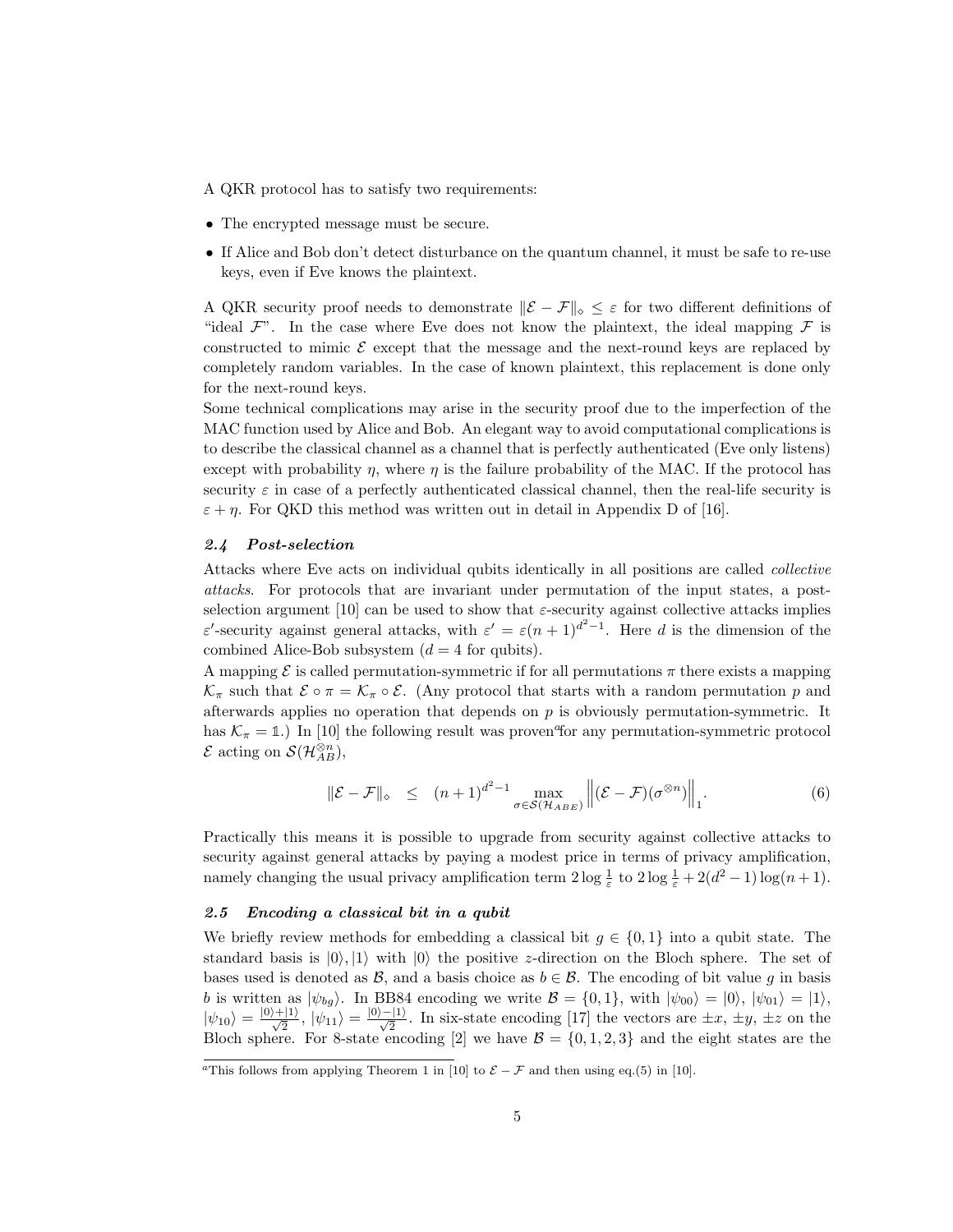A QKR protocol has to satisfy two requirements:

- The encrypted message must be secure.
- If Alice and Bob don't detect disturbance on the quantum channel, it must be safe to re-use keys, even if Eve knows the plaintext.

A QKR security proof needs to demonstrate $\|\mathcal{E}-\mathcal{F}\|_\diamond \leq \varepsilon$ for two different definitions of "ideal $\mathcal{F}$". In the case where Eve does not know the plaintext, the ideal mapping $\mathcal{F}$ is constructed to mimic $\mathcal{E}$ except that the message and the next-round keys are replaced by completely random variables. In the case of known plaintext, this replacement is done only for the next-round keys.

Some technical complications may arise in the security proof due to the imperfection of the MAC function used by Alice and Bob. An elegant way to avoid computational complications is to describe the classical channel as a channel that is perfectly authenticated (Eve only listens) except with probability $\eta$, where $\eta$ is the failure probability of the MAC. If the protocol has security $\varepsilon$ in case of a perfectly authenticated classical channel, then the real-life security is $\varepsilon+\eta$. For QKD this method was written out in detail in Appendix D of [16].

### *2.4 Post-selection*

Attacks where Eve acts on individual qubits identically in all positions are called *collective attacks*. For protocols that are invariant under permutation of the input states, a post-selection argument [10] can be used to show that $\varepsilon$-security against collective attacks implies $\varepsilon'$-security against general attacks, with $\varepsilon'=\varepsilon(n+1)^{d^2-1}$. Here $d$ is the dimension of the combined Alice-Bob subsystem ($d=4$ for qubits).

A mapping $\mathcal{E}$ is called permutation-symmetric if for all permutations $\pi$ there exists a mapping $\mathcal{K}_\pi$ such that $\mathcal{E}\circ\pi=\mathcal{K}_\pi\circ\mathcal{E}$. (Any protocol that starts with a random permutation $p$ and afterwards applies no operation that depends on $p$ is obviously permutation-symmetric. It has $\mathcal{K}_\pi=\mathbb{1}$.) In [10] the following result was proven[a] for any permutation-symmetric protocol $\mathcal{E}$ acting on $\mathcal{S}(\mathcal{H}_{AB}^{\otimes n})$,

$$\|\mathcal{E}-\mathcal{F}\|_\diamond \quad \leq \quad (n+1)^{d^2-1} \max_{\sigma\in\mathcal{S}(\mathcal{H}_{ABE})} \left\|(\mathcal{E}-\mathcal{F})(\sigma^{\otimes n})\right\|_1. \tag{6}$$

Practically this means it is possible to upgrade from security against collective attacks to security against general attacks by paying a modest price in terms of privacy amplification, namely changing the usual privacy amplification term $2\log\frac{1}{\varepsilon}$ to $2\log\frac{1}{\varepsilon}+2(d^2-1)\log(n+1)$.

### *2.5 Encoding a classical bit in a qubit*

We briefly review methods for embedding a classical bit $g\in\{0,1\}$ into a qubit state. The standard basis is $|0\rangle, |1\rangle$ with $|0\rangle$ the positive $z$-direction on the Bloch sphere. The set of bases used is denoted as $\mathcal{B}$, and a basis choice as $b\in\mathcal{B}$. The encoding of bit value $g$ in basis $b$ is written as $|\psi_{bg}\rangle$. In BB84 encoding we write $\mathcal{B}=\{0,1\}$, with $|\psi_{00}\rangle=|0\rangle$, $|\psi_{01}\rangle=|1\rangle$, $|\psi_{10}\rangle=\frac{|0\rangle+|1\rangle}{\sqrt{2}}$, $|\psi_{11}\rangle=\frac{|0\rangle-|1\rangle}{\sqrt{2}}$. In six-state encoding [17] the vectors are $\pm x$, $\pm y$, $\pm z$ on the Bloch sphere. For 8-state encoding [2] we have $\mathcal{B}=\{0,1,2,3\}$ and the eight states are the

[a] This follows from applying Theorem 1 in [10] to $\mathcal{E}-\mathcal{F}$ and then using eq.(5) in [10].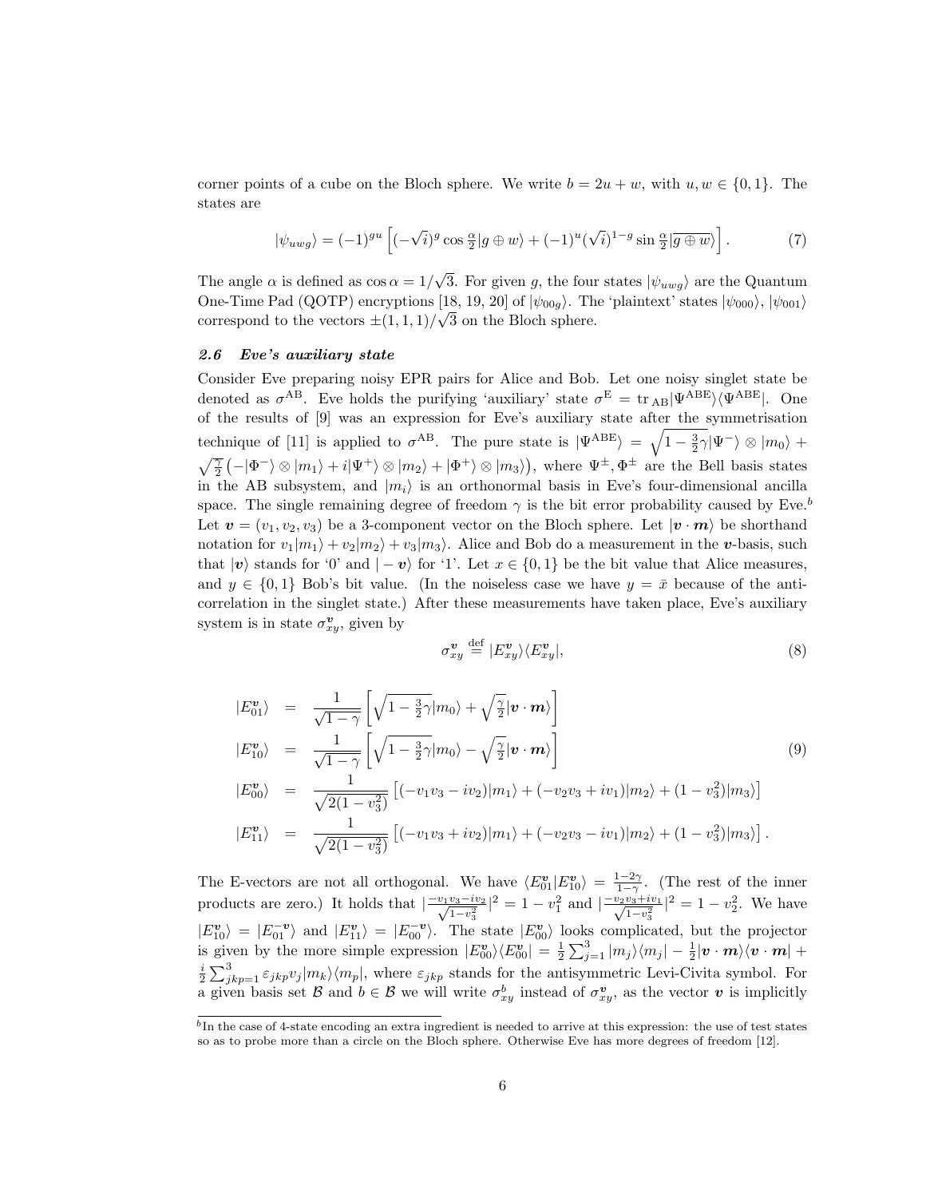corner points of a cube on the Bloch sphere. We write $b = 2u + w$, with $u, w \in \{0, 1\}$. The states are

$$|\psi_{uwg}\rangle = (-1)^{gu} \left[ (-\sqrt{i})^g \cos\tfrac{\alpha}{2} |g \oplus w\rangle + (-1)^u (\sqrt{i})^{1-g} \sin\tfrac{\alpha}{2} |\overline{g \oplus w}\rangle \right]. \tag{7}$$

The angle $\alpha$ is defined as $\cos\alpha = 1/\sqrt{3}$. For given $g$, the four states $|\psi_{uwg}\rangle$ are the Quantum One-Time Pad (QOTP) encryptions [18, 19, 20] of $|\psi_{00g}\rangle$. The 'plaintext' states $|\psi_{000}\rangle$, $|\psi_{001}\rangle$ correspond to the vectors $\pm(1, 1, 1)/\sqrt{3}$ on the Bloch sphere.

### *2.6 Eve's auxiliary state*

Consider Eve preparing noisy EPR pairs for Alice and Bob. Let one noisy singlet state be denoted as $\sigma^{\rm AB}$. Eve holds the purifying 'auxiliary' state $\sigma^{\rm E} = {\rm tr}_{\rm AB} |\Psi^{\rm ABE}\rangle\langle\Psi^{\rm ABE}|$. One of the results of [9] was an expression for Eve's auxiliary state after the symmetrisation technique of [11] is applied to $\sigma^{\rm AB}$. The pure state is $|\Psi^{\rm ABE}\rangle = \sqrt{1 - \frac{3}{2}\gamma}|\Psi^-\rangle \otimes |m_0\rangle + \sqrt{\frac{\gamma}{2}}\left(-|\Phi^-\rangle \otimes |m_1\rangle + i|\Psi^+\rangle \otimes |m_2\rangle + |\Phi^+\rangle \otimes |m_3\rangle\right)$, where $\Psi^\pm, \Phi^\pm$ are the Bell basis states in the AB subsystem, and $|m_i\rangle$ is an orthonormal basis in Eve's four-dimensional ancilla space. The single remaining degree of freedom $\gamma$ is the bit error probability caused by Eve.[b] Let $\boldsymbol{v} = (v_1, v_2, v_3)$ be a 3-component vector on the Bloch sphere. Let $|\boldsymbol{v} \cdot \boldsymbol{m}\rangle$ be shorthand notation for $v_1|m_1\rangle + v_2|m_2\rangle + v_3|m_3\rangle$. Alice and Bob do a measurement in the $\boldsymbol{v}$-basis, such that $|\boldsymbol{v}\rangle$ stands for '0' and $|-\boldsymbol{v}\rangle$ for '1'. Let $x \in \{0, 1\}$ be the bit value that Alice measures, and $y \in \{0, 1\}$ Bob's bit value. (In the noiseless case we have $y = \bar{x}$ because of the anti-correlation in the singlet state.) After these measurements have taken place, Eve's auxiliary system is in state $\sigma^{\boldsymbol{v}}_{xy}$, given by

$$\sigma^{\boldsymbol{v}}_{xy} \stackrel{\rm def}{=} |E^{\boldsymbol{v}}_{xy}\rangle\langle E^{\boldsymbol{v}}_{xy}|, \tag{8}$$

$$\begin{aligned}
|E^{\boldsymbol{v}}_{01}\rangle &= \frac{1}{\sqrt{1-\gamma}}\left[\sqrt{1 - \tfrac{3}{2}\gamma}|m_0\rangle + \sqrt{\tfrac{\gamma}{2}}|\boldsymbol{v} \cdot \boldsymbol{m}\rangle\right] \\
|E^{\boldsymbol{v}}_{10}\rangle &= \frac{1}{\sqrt{1-\gamma}}\left[\sqrt{1 - \tfrac{3}{2}\gamma}|m_0\rangle - \sqrt{\tfrac{\gamma}{2}}|\boldsymbol{v} \cdot \boldsymbol{m}\rangle\right] \\
|E^{\boldsymbol{v}}_{00}\rangle &= \frac{1}{\sqrt{2(1-v_3^2)}}\left[(-v_1 v_3 - iv_2)|m_1\rangle + (-v_2 v_3 + iv_1)|m_2\rangle + (1 - v_3^2)|m_3\rangle\right] \\
|E^{\boldsymbol{v}}_{11}\rangle &= \frac{1}{\sqrt{2(1-v_3^2)}}\left[(-v_1 v_3 + iv_2)|m_1\rangle + (-v_2 v_3 - iv_1)|m_2\rangle + (1 - v_3^2)|m_3\rangle\right].
\end{aligned} \tag{9}$$

The E-vectors are not all orthogonal. We have $\langle E^{\boldsymbol{v}}_{01}|E^{\boldsymbol{v}}_{10}\rangle = \frac{1-2\gamma}{1-\gamma}$. (The rest of the inner products are zero.) It holds that $|\frac{-v_1 v_3 - iv_2}{\sqrt{1-v_3^2}}|^2 = 1 - v_1^2$ and $|\frac{-v_2 v_3 + iv_1}{\sqrt{1-v_3^2}}|^2 = 1 - v_2^2$. We have $|E^{\boldsymbol{v}}_{10}\rangle = |E^{-\boldsymbol{v}}_{01}\rangle$ and $|E^{\boldsymbol{v}}_{11}\rangle = |E^{-\boldsymbol{v}}_{00}\rangle$. The state $|E^{\boldsymbol{v}}_{00}\rangle$ looks complicated, but the projector is given by the more simple expression $|E^{\boldsymbol{v}}_{00}\rangle\langle E^{\boldsymbol{v}}_{00}| = \frac{1}{2}\sum_{j=1}^{3}|m_j\rangle\langle m_j| - \frac{1}{2}|\boldsymbol{v} \cdot \boldsymbol{m}\rangle\langle \boldsymbol{v} \cdot \boldsymbol{m}| + \frac{i}{2}\sum_{jkp=1}^{3}\varepsilon_{jkp} v_j |m_k\rangle\langle m_p|$, where $\varepsilon_{jkp}$ stands for the antisymmetric Levi-Civita symbol. For a given basis set $\mathcal{B}$ and $b \in \mathcal{B}$ we will write $\sigma^b_{xy}$ instead of $\sigma^{\boldsymbol{v}}_{xy}$, as the vector $\boldsymbol{v}$ is implicitly

---

[b] In the case of 4-state encoding an extra ingredient is needed to arrive at this expression: the use of test states so as to probe more than a circle on the Bloch sphere. Otherwise Eve has more degrees of freedom [12].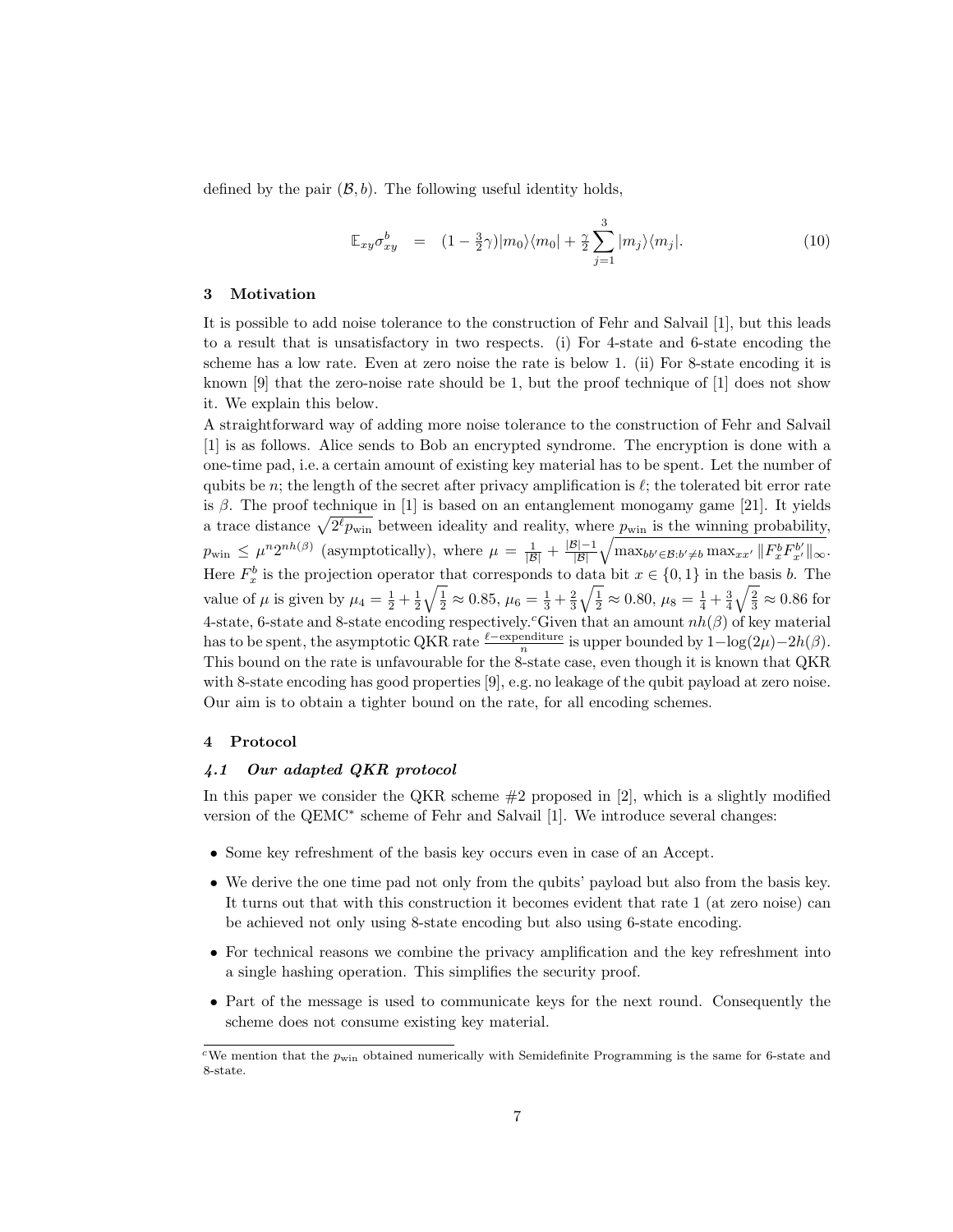defined by the pair $(\mathcal{B}, b)$. The following useful identity holds,

$$\mathbb{E}_{xy}\sigma_{xy}^{b} \quad = \quad (1-\tfrac{3}{2}\gamma)|m_0\rangle\langle m_0| + \tfrac{\gamma}{2}\sum_{j=1}^{3}|m_j\rangle\langle m_j|. \tag{10}$$

## 3 Motivation

It is possible to add noise tolerance to the construction of Fehr and Salvail [1], but this leads to a result that is unsatisfactory in two respects. (i) For 4-state and 6-state encoding the scheme has a low rate. Even at zero noise the rate is below 1. (ii) For 8-state encoding it is known [9] that the zero-noise rate should be 1, but the proof technique of [1] does not show it. We explain this below.

A straightforward way of adding more noise tolerance to the construction of Fehr and Salvail [1] is as follows. Alice sends to Bob an encrypted syndrome. The encryption is done with a one-time pad, i.e. a certain amount of existing key material has to be spent. Let the number of qubits be $n$; the length of the secret after privacy amplification is $\ell$; the tolerated bit error rate is $\beta$. The proof technique in [1] is based on an entanglement monogamy game [21]. It yields a trace distance $\sqrt{2^\ell p_{\rm win}}$ between ideality and reality, where $p_{\rm win}$ is the winning probability, $p_{\rm win} \leq \mu^n 2^{nh(\beta)}$ (asymptotically), where $\mu = \frac{1}{|\mathcal{B}|} + \frac{|\mathcal{B}|-1}{|\mathcal{B}|}\sqrt{\max_{bb'\in\mathcal{B}:b'\neq b}\max_{xx'}\|F_x^b F_{x'}^{b'}\|_\infty}$. Here $F_x^b$ is the projection operator that corresponds to data bit $x \in \{0,1\}$ in the basis $b$. The value of $\mu$ is given by $\mu_4 = \frac{1}{2} + \frac{1}{2}\sqrt{\frac{1}{2}} \approx 0.85$, $\mu_6 = \frac{1}{3} + \frac{2}{3}\sqrt{\frac{1}{2}} \approx 0.80$, $\mu_8 = \frac{1}{4} + \frac{3}{4}\sqrt{\frac{2}{3}} \approx 0.86$ for 4-state, 6-state and 8-state encoding respectively.[c] Given that an amount $nh(\beta)$ of key material has to be spent, the asymptotic QKR rate $\frac{\ell - \text{expenditure}}{n}$ is upper bounded by $1 - \log(2\mu) - 2h(\beta)$. This bound on the rate is unfavourable for the 8-state case, even though it is known that QKR with 8-state encoding has good properties [9], e.g. no leakage of the qubit payload at zero noise. Our aim is to obtain a tighter bound on the rate, for all encoding schemes.

## 4 Protocol

### *4.1 Our adapted QKR protocol*

In this paper we consider the QKR scheme #2 proposed in [2], which is a slightly modified version of the QEMC* scheme of Fehr and Salvail [1]. We introduce several changes:

- Some key refreshment of the basis key occurs even in case of an Accept.
- We derive the one time pad not only from the qubits' payload but also from the basis key. It turns out that with this construction it becomes evident that rate 1 (at zero noise) can be achieved not only using 8-state encoding but also using 6-state encoding.
- For technical reasons we combine the privacy amplification and the key refreshment into a single hashing operation. This simplifies the security proof.
- Part of the message is used to communicate keys for the next round. Consequently the scheme does not consume existing key material.

[c] We mention that the $p_{\rm win}$ obtained numerically with Semidefinite Programming is the same for 6-state and 8-state.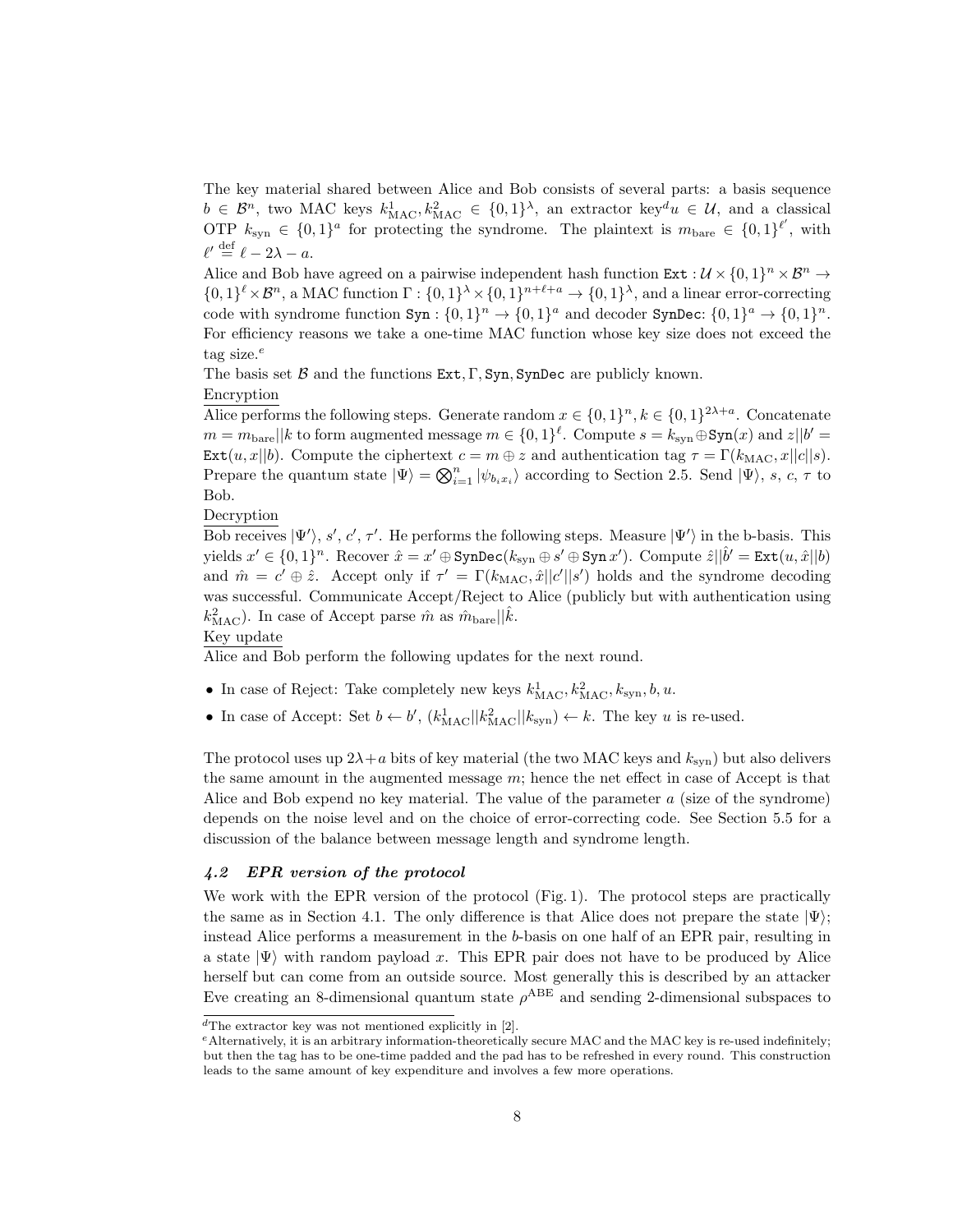The key material shared between Alice and Bob consists of several parts: a basis sequence $b \in \mathcal{B}^n$, two MAC keys $k^1_{\rm MAC}, k^2_{\rm MAC} \in \{0,1\}^\lambda$, an extractor key[d] $u \in \mathcal{U}$, and a classical OTP $k_{\rm syn} \in \{0,1\}^a$ for protecting the syndrome. The plaintext is $m_{\rm bare} \in \{0,1\}^{\ell'}$, with $\ell' \stackrel{\rm def}{=} \ell - 2\lambda - a$.

Alice and Bob have agreed on a pairwise independent hash function $\texttt{Ext}: \mathcal{U} \times \{0,1\}^n \times \mathcal{B}^n \to \{0,1\}^\ell \times \mathcal{B}^n$, a MAC function $\Gamma: \{0,1\}^\lambda \times \{0,1\}^{n+\ell+a} \to \{0,1\}^\lambda$, and a linear error-correcting code with syndrome function $\texttt{Syn}: \{0,1\}^n \to \{0,1\}^a$ and decoder $\texttt{SynDec}: \{0,1\}^a \to \{0,1\}^n$. For efficiency reasons we take a one-time MAC function whose key size does not exceed the tag size.[e]

The basis set $\mathcal{B}$ and the functions $\texttt{Ext}, \Gamma, \texttt{Syn}, \texttt{SynDec}$ are publicly known.

Encryption

Alice performs the following steps. Generate random $x \in \{0,1\}^n$, $k \in \{0,1\}^{2\lambda+a}$. Concatenate $m = m_{\rm bare}||k$ to form augmented message $m \in \{0,1\}^\ell$. Compute $s = k_{\rm syn} \oplus \texttt{Syn}(x)$ and $z||b' = \texttt{Ext}(u, x||b)$. Compute the ciphertext $c = m \oplus z$ and authentication tag $\tau = \Gamma(k_{\rm MAC}, x||c||s)$. Prepare the quantum state $|\Psi\rangle = \bigotimes_{i=1}^n |\psi_{b_i x_i}\rangle$ according to Section 2.5. Send $|\Psi\rangle$, $s$, $c$, $\tau$ to Bob.

Decryption

Bob receives $|\Psi'\rangle$, $s'$, $c'$, $\tau'$. He performs the following steps. Measure $|\Psi'\rangle$ in the b-basis. This yields $x' \in \{0,1\}^n$. Recover $\hat{x} = x' \oplus \texttt{SynDec}(k_{\rm syn} \oplus s' \oplus \texttt{Syn}\, x')$. Compute $\hat{z}||\hat{b}' = \texttt{Ext}(u, \hat{x}||b)$ and $\hat{m} = c' \oplus \hat{z}$. Accept only if $\tau' = \Gamma(k_{\rm MAC}, \hat{x}||c'||s')$ holds and the syndrome decoding was successful. Communicate Accept/Reject to Alice (publicly but with authentication using $k^2_{\rm MAC}$). In case of Accept parse $\hat{m}$ as $\hat{m}_{\rm bare}||\hat{k}$.

Key update

Alice and Bob perform the following updates for the next round.

- In case of Reject: Take completely new keys $k^1_{\rm MAC}, k^2_{\rm MAC}, k_{\rm syn}, b, u$.
- In case of Accept: Set $b \leftarrow b'$, $(k^1_{\rm MAC}||k^2_{\rm MAC}||k_{\rm syn}) \leftarrow k$. The key $u$ is re-used.

The protocol uses up $2\lambda + a$ bits of key material (the two MAC keys and $k_{\rm syn}$) but also delivers the same amount in the augmented message $m$; hence the net effect in case of Accept is that Alice and Bob expend no key material. The value of the parameter $a$ (size of the syndrome) depends on the noise level and on the choice of error-correcting code. See Section 5.5 for a discussion of the balance between message length and syndrome length.

### 4.2 EPR version of the protocol

We work with the EPR version of the protocol (Fig. 1). The protocol steps are practically the same as in Section 4.1. The only difference is that Alice does not prepare the state $|\Psi\rangle$; instead Alice performs a measurement in the $b$-basis on one half of an EPR pair, resulting in a state $|\Psi\rangle$ with random payload $x$. This EPR pair does not have to be produced by Alice herself but can come from an outside source. Most generally this is described by an attacker Eve creating an 8-dimensional quantum state $\rho^{\rm ABE}$ and sending 2-dimensional subspaces to

[d] The extractor key was not mentioned explicitly in [2].

[e] Alternatively, it is an arbitrary information-theoretically secure MAC and the MAC key is re-used indefinitely; but then the tag has to be one-time padded and the pad has to be refreshed in every round. This construction leads to the same amount of key expenditure and involves a few more operations.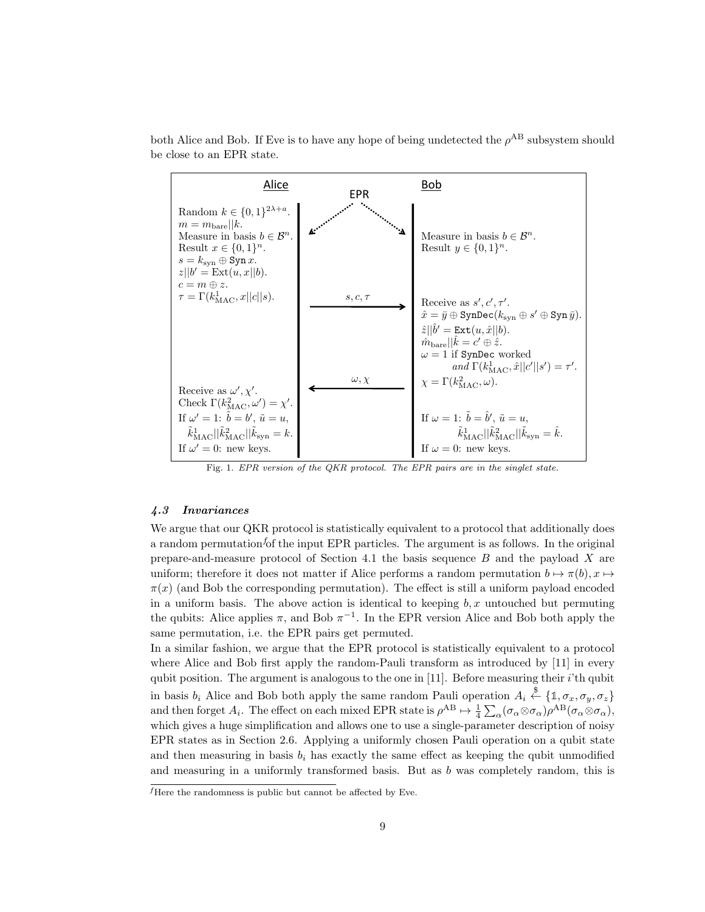both Alice and Bob. If Eve is to have any hope of being undetected the $\rho^{\rm AB}$ subsystem should be close to an EPR state.

| Alice | EPR | Bob |
|---|---|---|
| Random $k \in \{0,1\}^{2\lambda+a}$. <br> $m = m_{\rm bare}\|k$. <br> Measure in basis $b \in \mathcal{B}^n$. <br> Result $x \in \{0,1\}^n$. <br> $s = k_{\rm syn} \oplus \mathtt{Syn}\, x$. <br> $z\|b' = \mathrm{Ext}(u, x\|b)$. <br> $c = m \oplus z$. <br> $\tau = \Gamma(k^1_{\rm MAC}, x\|c\|s)$. | | Measure in basis $b \in \mathcal{B}^n$. <br> Result $y \in \{0,1\}^n$. |
| | $s, c, \tau$ → | Receive as $s', c', \tau'$. <br> $\hat{x} = \bar{y} \oplus \mathtt{SynDec}(k_{\rm syn} \oplus s' \oplus \mathtt{Syn}\, \bar{y})$. <br> $\hat{z}\|\hat{b}' = \mathtt{Ext}(u, \hat{x}\|b)$. <br> $\hat{m}_{\rm bare}\|\hat{k} = c' \oplus \hat{z}$. <br> $\omega = 1$ if $\mathtt{SynDec}$ worked *and* $\Gamma(k^1_{\rm MAC}, \hat{x}\|c'\|s') = \tau'$. <br> $\chi = \Gamma(k^2_{\rm MAC}, \omega)$. |
| Receive as $\omega', \chi'$. <br> Check $\Gamma(k^2_{\rm MAC}, \omega') = \chi'$. <br> If $\omega' = 1$: $\tilde{b} = b'$, $\tilde{u} = u$, <br> $\tilde{k}^1_{\rm MAC}\|\tilde{k}^2_{\rm MAC}\|\tilde{k}_{\rm syn} = k$. <br> If $\omega' = 0$: new keys. | ← $\omega, \chi$ | If $\omega = 1$: $\tilde{b} = \hat{b}'$, $\tilde{u} = u$, <br> $\tilde{k}^1_{\rm MAC}\|\tilde{k}^2_{\rm MAC}\|\tilde{k}_{\rm syn} = \hat{k}$. <br> If $\omega = 0$: new keys. |

Fig. 1. *EPR version of the QKR protocol. The EPR pairs are in the singlet state.*

### *4.3 Invariances*

We argue that our QKR protocol is statistically equivalent to a protocol that additionally does a random permutation[f] of the input EPR particles. The argument is as follows. In the original prepare-and-measure protocol of Section 4.1 the basis sequence $B$ and the payload $X$ are uniform; therefore it does not matter if Alice performs a random permutation $b \mapsto \pi(b), x \mapsto \pi(x)$ (and Bob the corresponding permutation). The effect is still a uniform payload encoded in a uniform basis. The above action is identical to keeping $b, x$ untouched but permuting the qubits: Alice applies $\pi$, and Bob $\pi^{-1}$. In the EPR version Alice and Bob both apply the same permutation, i.e. the EPR pairs get permuted.

In a similar fashion, we argue that the EPR protocol is statistically equivalent to a protocol where Alice and Bob first apply the random-Pauli transform as introduced by [11] in every qubit position. The argument is analogous to the one in [11]. Before measuring their $i$'th qubit in basis $b_i$ Alice and Bob both apply the same random Pauli operation $A_i \stackrel{\$}{\leftarrow} \{\mathbb{1}, \sigma_x, \sigma_y, \sigma_z\}$ and then forget $A_i$. The effect on each mixed EPR state is $\rho^{\rm AB} \mapsto \frac{1}{4}\sum_\alpha (\sigma_\alpha \otimes \sigma_\alpha)\rho^{\rm AB}(\sigma_\alpha \otimes \sigma_\alpha)$, which gives a huge simplification and allows one to use a single-parameter description of noisy EPR states as in Section 2.6. Applying a uniformly chosen Pauli operation on a qubit state and then measuring in basis $b_i$ has exactly the same effect as keeping the qubit unmodified and measuring in a uniformly transformed basis. But as $b$ was completely random, this is

[f] Here the randomness is public but cannot be affected by Eve.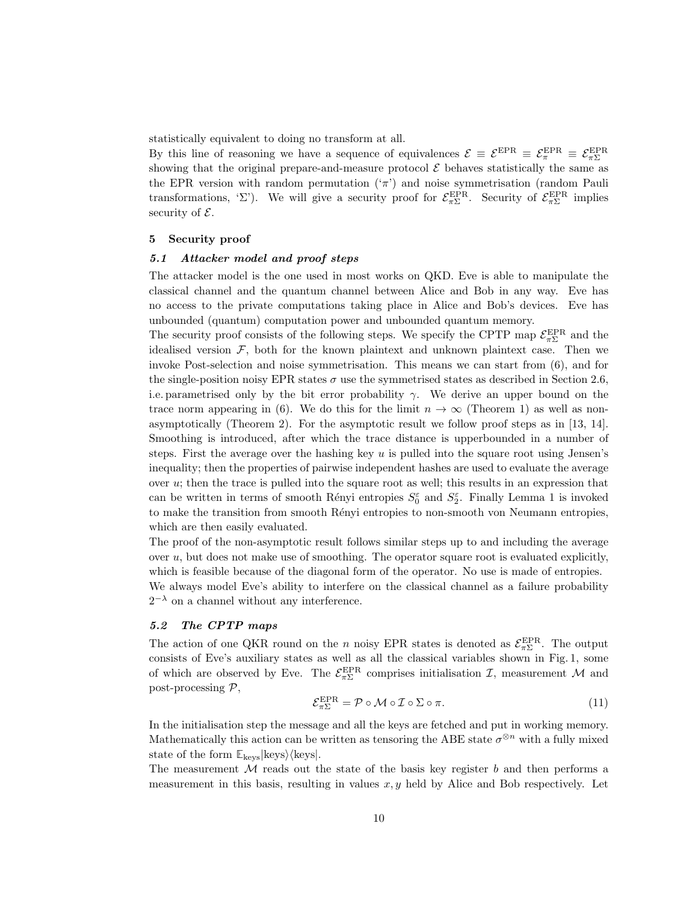statistically equivalent to doing no transform at all.

By this line of reasoning we have a sequence of equivalences $\mathcal{E} \equiv \mathcal{E}^{\rm EPR} \equiv \mathcal{E}^{\rm EPR}_{\pi} \equiv \mathcal{E}^{\rm EPR}_{\pi\Sigma}$ showing that the original prepare-and-measure protocol $\mathcal{E}$ behaves statistically the same as the EPR version with random permutation ('$\pi$') and noise symmetrisation (random Pauli transformations, '$\Sigma$'). We will give a security proof for $\mathcal{E}^{\rm EPR}_{\pi\Sigma}$. Security of $\mathcal{E}^{\rm EPR}_{\pi\Sigma}$ implies security of $\mathcal{E}$.

## 5 Security proof

### 5.1 Attacker model and proof steps

The attacker model is the one used in most works on QKD. Eve is able to manipulate the classical channel and the quantum channel between Alice and Bob in any way. Eve has no access to the private computations taking place in Alice and Bob's devices. Eve has unbounded (quantum) computation power and unbounded quantum memory.

The security proof consists of the following steps. We specify the CPTP map $\mathcal{E}^{\rm EPR}_{\pi\Sigma}$ and the idealised version $\mathcal{F}$, both for the known plaintext and unknown plaintext case. Then we invoke Post-selection and noise symmetrisation. This means we can start from (6), and for the single-position noisy EPR states $\sigma$ use the symmetrised states as described in Section 2.6, i.e. parametrised only by the bit error probability $\gamma$. We derive an upper bound on the trace norm appearing in (6). We do this for the limit $n \to \infty$ (Theorem 1) as well as non-asymptotically (Theorem 2). For the asymptotic result we follow proof steps as in [13, 14]. Smoothing is introduced, after which the trace distance is upperbounded in a number of steps. First the average over the hashing key $u$ is pulled into the square root using Jensen's inequality; then the properties of pairwise independent hashes are used to evaluate the average over $u$; then the trace is pulled into the square root as well; this results in an expression that can be written in terms of smooth Rényi entropies $S^{\varepsilon}_0$ and $S^{\varepsilon}_2$. Finally Lemma 1 is invoked to make the transition from smooth Rényi entropies to non-smooth von Neumann entropies, which are then easily evaluated.

The proof of the non-asymptotic result follows similar steps up to and including the average over $u$, but does not make use of smoothing. The operator square root is evaluated explicitly, which is feasible because of the diagonal form of the operator. No use is made of entropies.

We always model Eve's ability to interfere on the classical channel as a failure probability $2^{-\lambda}$ on a channel without any interference.

### 5.2 The CPTP maps

The action of one QKR round on the $n$ noisy EPR states is denoted as $\mathcal{E}^{\rm EPR}_{\pi\Sigma}$. The output consists of Eve's auxiliary states as well as all the classical variables shown in Fig. 1, some of which are observed by Eve. The $\mathcal{E}^{\rm EPR}_{\pi\Sigma}$ comprises initialisation $\mathcal{I}$, measurement $\mathcal{M}$ and post-processing $\mathcal{P}$,

$$\mathcal{E}^{\rm EPR}_{\pi\Sigma} = \mathcal{P} \circ \mathcal{M} \circ \mathcal{I} \circ \Sigma \circ \pi. \tag{11}$$

In the initialisation step the message and all the keys are fetched and put in working memory. Mathematically this action can be written as tensoring the ABE state $\sigma^{\otimes n}$ with a fully mixed state of the form $\mathbb{E}_{\rm keys}|{\rm keys}\rangle\langle{\rm keys}|$.

The measurement $\mathcal{M}$ reads out the state of the basis key register $b$ and then performs a measurement in this basis, resulting in values $x, y$ held by Alice and Bob respectively. Let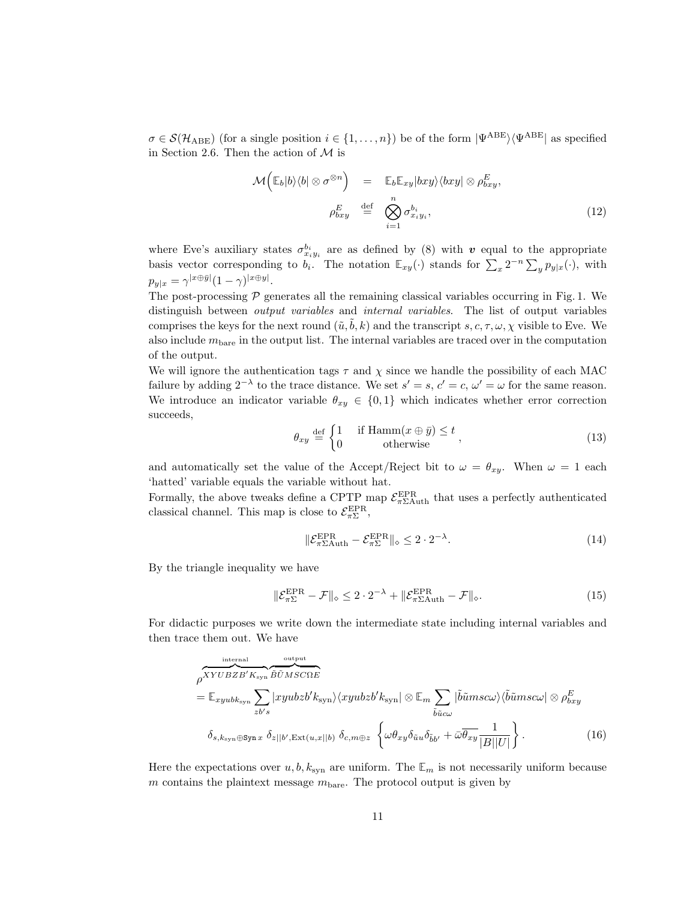$\sigma \in \mathcal{S}(\mathcal{H}_{\rm ABE})$ (for a single position $i \in \{1,\ldots,n\}$) be of the form $|\Psi^{\rm ABE}\rangle\langle\Psi^{\rm ABE}|$ as specified in Section 2.6. Then the action of $\mathcal{M}$ is

$$
\begin{aligned}
\mathcal{M}\Big(\mathbb{E}_b |b\rangle\langle b| \otimes \sigma^{\otimes n}\Big) &= \mathbb{E}_b \mathbb{E}_{xy} |bxy\rangle\langle bxy| \otimes \rho^E_{bxy}, \\
\rho^E_{bxy} &\stackrel{\rm def}{=} \bigotimes_{i=1}^n \sigma^{b_i}_{x_i y_i},
\end{aligned} \tag{12}
$$

where Eve's auxiliary states $\sigma^{b_i}_{x_i y_i}$ are as defined by (8) with $\boldsymbol{v}$ equal to the appropriate basis vector corresponding to $b_i$. The notation $\mathbb{E}_{xy}(\cdot)$ stands for $\sum_x 2^{-n} \sum_y p_{y|x}(\cdot)$, with $p_{y|x} = \gamma^{|x\oplus\bar{y}|}(1-\gamma)^{|x\oplus y|}$.

The post-processing $\mathcal{P}$ generates all the remaining classical variables occurring in Fig. 1. We distinguish between *output variables* and *internal variables*. The list of output variables comprises the keys for the next round $(\tilde{u}, \tilde{b}, k)$ and the transcript $s, c, \tau, \omega, \chi$ visible to Eve. We also include $m_{\rm bare}$ in the output list. The internal variables are traced over in the computation of the output.

We will ignore the authentication tags $\tau$ and $\chi$ since we handle the possibility of each MAC failure by adding $2^{-\lambda}$ to the trace distance. We set $s' = s$, $c' = c$, $\omega' = \omega$ for the same reason. We introduce an indicator variable $\theta_{xy} \in \{0,1\}$ which indicates whether error correction succeeds,

$$
\theta_{xy} \stackrel{\rm def}{=} \begin{cases} 1 & \text{if } {\rm Hamm}(x \oplus \bar{y}) \le t \\ 0 & \text{otherwise} \end{cases}, \tag{13}
$$

and automatically set the value of the Accept/Reject bit to $\omega = \theta_{xy}$. When $\omega = 1$ each 'hatted' variable equals the variable without hat.

Formally, the above tweaks define a CPTP map $\mathcal{E}^{\rm EPR}_{\pi\Sigma{\rm Auth}}$ that uses a perfectly authenticated classical channel. This map is close to $\mathcal{E}^{\rm EPR}_{\pi\Sigma}$,

$$
\|\mathcal{E}^{\rm EPR}_{\pi\Sigma{\rm Auth}} - \mathcal{E}^{\rm EPR}_{\pi\Sigma}\|_\diamond \le 2 \cdot 2^{-\lambda}. \tag{14}
$$

By the triangle inequality we have

$$
\|\mathcal{E}^{\rm EPR}_{\pi\Sigma} - \mathcal{F}\|_\diamond \le 2 \cdot 2^{-\lambda} + \|\mathcal{E}^{\rm EPR}_{\pi\Sigma{\rm Auth}} - \mathcal{F}\|_\diamond. \tag{15}
$$

For didactic purposes we write down the intermediate state including internal variables and then trace them out. We have

$$
\begin{aligned}
&\rho^{\overbrace{XYUBZB'K_{\rm syn}}^{\rm internal}\overbrace{\tilde{B}\tilde{U}MSC\Omega E}^{\rm output}} \\
&= \mathbb{E}_{xyubk_{\rm syn}} \sum_{zb's} |xyubzb'k_{\rm syn}\rangle\langle xyubzb'k_{\rm syn}| \otimes \mathbb{E}_m \sum_{\tilde{b}\tilde{u}c\omega} |\tilde{b}\tilde{u}msc\omega\rangle\langle\tilde{b}\tilde{u}msc\omega| \otimes \rho^E_{bxy} \\
&\quad \delta_{s,k_{\rm syn}\oplus \mathtt{Syn}\, x}\; \delta_{z||b',{\rm Ext}(u,x||b)}\; \delta_{c,m\oplus z} \;\left\{\omega\theta_{xy}\delta_{\tilde{u}u}\delta_{\tilde{b}b'} + \bar{\omega}\overline{\theta_{xy}}\frac{1}{|B||U|}\right\}.
\end{aligned} \tag{16}
$$

Here the expectations over $u, b, k_{\rm syn}$ are uniform. The $\mathbb{E}_m$ is not necessarily uniform because $m$ contains the plaintext message $m_{\rm bare}$. The protocol output is given by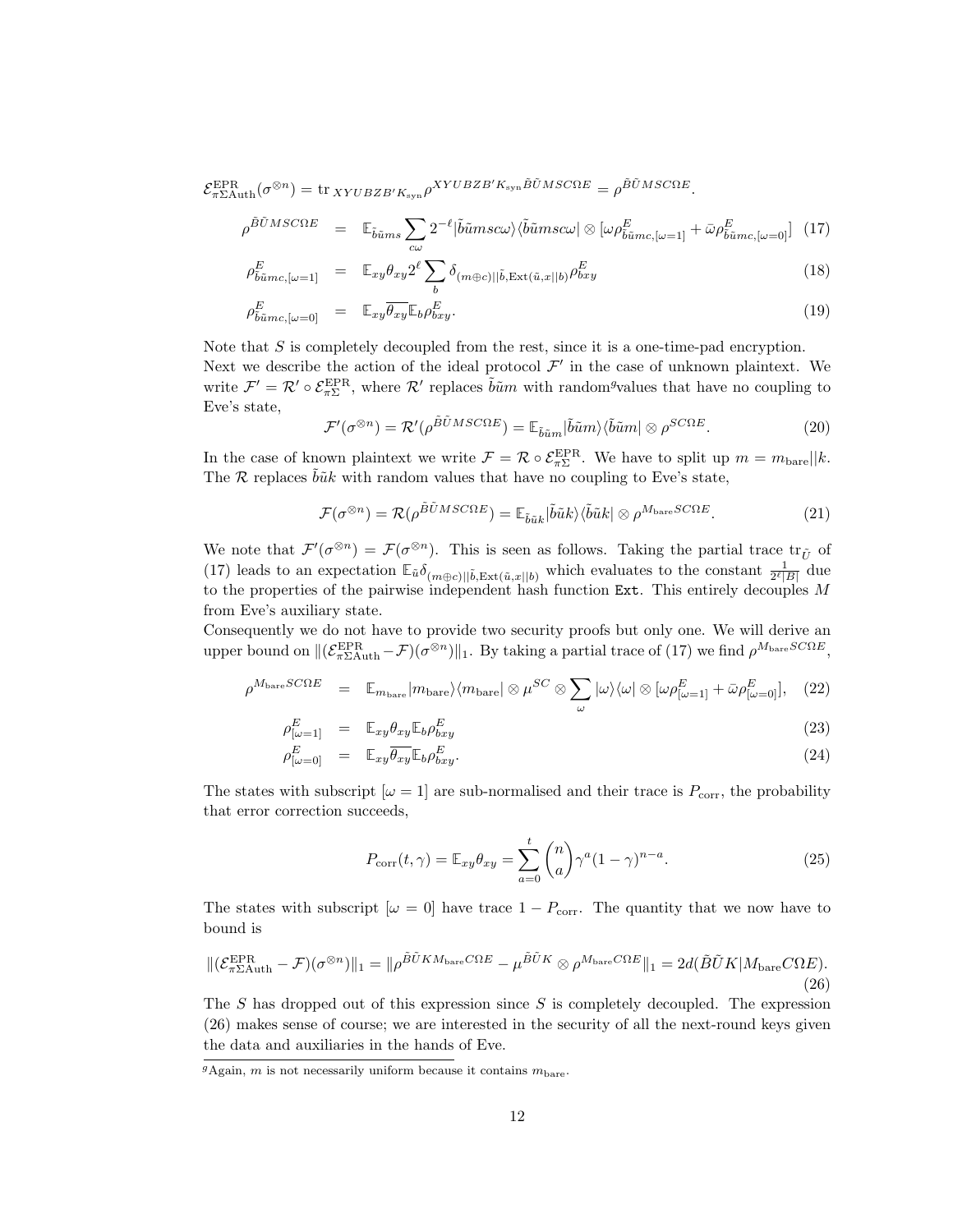$$\mathcal{E}^{\rm EPR}_{\pi\Sigma{\rm Auth}}(\sigma^{\otimes n}) = {\rm tr}_{XYUBZB'K_{\rm syn}}\rho^{XYUBZB'K_{\rm syn}\tilde{B}\tilde{U}MSC\Omega E} = \rho^{\tilde{B}\tilde{U}MSC\Omega E}.$$

$$\rho^{\tilde{B}\tilde{U}MSC\Omega E} = \mathbb{E}_{\tilde{b}\tilde{u}ms}\sum_{c\omega}2^{-\ell}|\tilde{b}\tilde{u}msc\omega\rangle\langle\tilde{b}\tilde{u}msc\omega| \otimes [\omega\rho^E_{\tilde{b}\tilde{u}mc,[\omega=1]} + \bar{\omega}\rho^E_{\tilde{b}\tilde{u}mc,[\omega=0]}] \quad (17)$$

$$\rho^E_{\tilde{b}\tilde{u}mc,[\omega=1]} = \mathbb{E}_{xy}\theta_{xy}2^\ell\sum_b \delta_{(m\oplus c)||\tilde{b},{\rm Ext}(\tilde{u},x||b)}\rho^E_{bxy} \quad (18)$$

$$\rho^E_{\tilde{b}\tilde{u}mc,[\omega=0]} = \mathbb{E}_{xy}\overline{\theta_{xy}}\mathbb{E}_b\rho^E_{bxy}. \quad (19)$$

Note that $S$ is completely decoupled from the rest, since it is a one-time-pad encryption.
Next we describe the action of the ideal protocol $\mathcal{F}'$ in the case of unknown plaintext. We write $\mathcal{F}' = \mathcal{R}' \circ \mathcal{E}^{\rm EPR}_{\pi\Sigma}$, where $\mathcal{R}'$ replaces $\tilde{b}\tilde{u}m$ with random[g] values that have no coupling to Eve's state,

$$\mathcal{F}'(\sigma^{\otimes n}) = \mathcal{R}'(\rho^{\tilde{B}\tilde{U}MSC\Omega E}) = \mathbb{E}_{\tilde{b}\tilde{u}m}|\tilde{b}\tilde{u}m\rangle\langle\tilde{b}\tilde{u}m| \otimes \rho^{SC\Omega E}. \quad (20)$$

In the case of known plaintext we write $\mathcal{F} = \mathcal{R} \circ \mathcal{E}^{\rm EPR}_{\pi\Sigma}$. We have to split up $m = m_{\rm bare}||k$. The $\mathcal{R}$ replaces $\tilde{b}\tilde{u}k$ with random values that have no coupling to Eve's state,

$$\mathcal{F}(\sigma^{\otimes n}) = \mathcal{R}(\rho^{\tilde{B}\tilde{U}MSC\Omega E}) = \mathbb{E}_{\tilde{b}\tilde{u}k}|\tilde{b}\tilde{u}k\rangle\langle\tilde{b}\tilde{u}k| \otimes \rho^{M_{\rm bare}SC\Omega E}. \quad (21)$$

We note that $\mathcal{F}'(\sigma^{\otimes n}) = \mathcal{F}(\sigma^{\otimes n})$. This is seen as follows. Taking the partial trace ${\rm tr}_{\tilde{U}}$ of (17) leads to an expectation $\mathbb{E}_{\tilde{u}}\delta_{(m\oplus c)||\tilde{b},{\rm Ext}(\tilde{u},x||b)}$ which evaluates to the constant $\frac{1}{2^\ell|B|}$ due to the properties of the pairwise independent hash function `Ext`. This entirely decouples $M$ from Eve's auxiliary state.
Consequently we do not have to provide two security proofs but only one. We will derive an upper bound on $\|(\mathcal{E}^{\rm EPR}_{\pi\Sigma{\rm Auth}} - \mathcal{F})(\sigma^{\otimes n})\|_1$. By taking a partial trace of (17) we find $\rho^{M_{\rm bare}SC\Omega E}$,

$$\rho^{M_{\rm bare}SC\Omega E} = \mathbb{E}_{m_{\rm bare}}|m_{\rm bare}\rangle\langle m_{\rm bare}| \otimes \mu^{SC} \otimes \sum_\omega |\omega\rangle\langle\omega| \otimes [\omega\rho^E_{[\omega=1]} + \bar{\omega}\rho^E_{[\omega=0]}], \quad (22)$$

$$\rho^E_{[\omega=1]} = \mathbb{E}_{xy}\theta_{xy}\mathbb{E}_b\rho^E_{bxy} \quad (23)$$

$$\rho^E_{[\omega=0]} = \mathbb{E}_{xy}\overline{\theta_{xy}}\mathbb{E}_b\rho^E_{bxy}. \quad (24)$$

The states with subscript $[\omega = 1]$ are sub-normalised and their trace is $P_{\rm corr}$, the probability that error correction succeeds,

$$P_{\rm corr}(t,\gamma) = \mathbb{E}_{xy}\theta_{xy} = \sum_{a=0}^{t}\binom{n}{a}\gamma^a(1-\gamma)^{n-a}. \quad (25)$$

The states with subscript $[\omega = 0]$ have trace $1 - P_{\rm corr}$. The quantity that we now have to bound is

$$\|(\mathcal{E}^{\rm EPR}_{\pi\Sigma{\rm Auth}} - \mathcal{F})(\sigma^{\otimes n})\|_1 = \|\rho^{\tilde{B}\tilde{U}KM_{\rm bare}C\Omega E} - \mu^{\tilde{B}\tilde{U}K} \otimes \rho^{M_{\rm bare}C\Omega E}\|_1 = 2d(\tilde{B}\tilde{U}K|M_{\rm bare}C\Omega E). \quad (26)$$

The $S$ has dropped out of this expression since $S$ is completely decoupled. The expression (26) makes sense of course; we are interested in the security of all the next-round keys given the data and auxiliaries in the hands of Eve.

[g] Again, $m$ is not necessarily uniform because it contains $m_{\rm bare}$.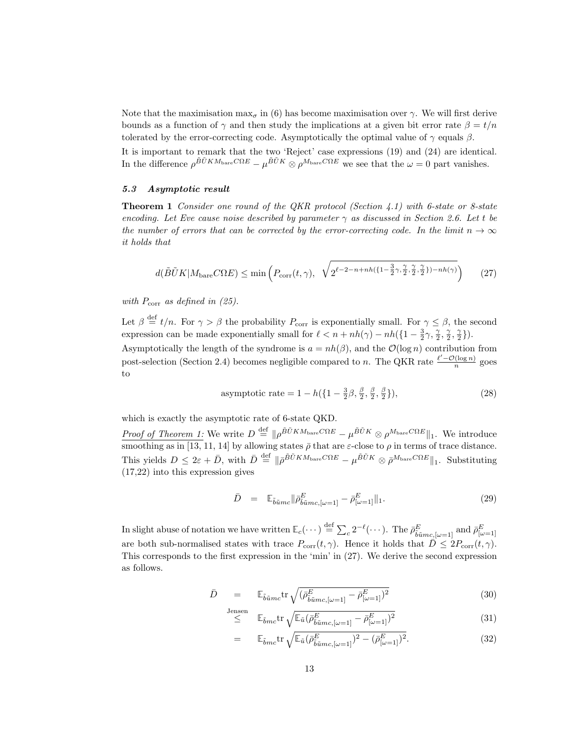Note that the maximisation $\max_\sigma$ in (6) has become maximisation over $\gamma$. We will first derive bounds as a function of $\gamma$ and then study the implications at a given bit error rate $\beta = t/n$ tolerated by the error-correcting code. Asymptotically the optimal value of $\gamma$ equals $\beta$.

It is important to remark that the two 'Reject' case expressions (19) and (24) are identical. In the difference $\rho^{\tilde{B}\tilde{U}KM_{\rm bare}C\Omega E} - \mu^{\tilde{B}\tilde{U}K} \otimes \rho^{M_{\rm bare}C\Omega E}$ we see that the $\omega = 0$ part vanishes.

### *5.3 Asymptotic result*

**Theorem 1** *Consider one round of the QKR protocol (Section 4.1) with 6-state or 8-state encoding. Let Eve cause noise described by parameter $\gamma$ as discussed in Section 2.6. Let $t$ be the number of errors that can be corrected by the error-correcting code. In the limit $n \to \infty$ it holds that*

$$d(\tilde{B}\tilde{U}K|M_{\rm bare}C\Omega E) \leq \min\Big(P_{\rm corr}(t,\gamma),\ \sqrt{2^{\ell-2-n+nh(\{1-\frac{3}{2}\gamma,\frac{\gamma}{2},\frac{\gamma}{2},\frac{\gamma}{2}\})-nh(\gamma)}}\Big) \tag{27}$$

*with $P_{\rm corr}$ as defined in (25).*

Let $\beta \stackrel{\rm def}{=} t/n$. For $\gamma > \beta$ the probability $P_{\rm corr}$ is exponentially small. For $\gamma \leq \beta$, the second expression can be made exponentially small for $\ell < n + nh(\gamma) - nh(\{1-\frac{3}{2}\gamma, \frac{\gamma}{2}, \frac{\gamma}{2}, \frac{\gamma}{2}\})$.

Asymptotically the length of the syndrome is $a = nh(\beta)$, and the $\mathcal{O}(\log n)$ contribution from post-selection (Section 2.4) becomes negligible compared to $n$. The QKR rate $\frac{\ell' - \mathcal{O}(\log n)}{n}$ goes to

$$\text{asymptotic rate} = 1 - h(\{1-\tfrac{3}{2}\beta, \tfrac{\beta}{2}, \tfrac{\beta}{2}, \tfrac{\beta}{2}\}), \tag{28}$$

which is exactly the asymptotic rate of 6-state QKD.

<u>*Proof of Theorem 1:*</u> We write $D \stackrel{\rm def}{=} \|\rho^{\tilde{B}\tilde{U}KM_{\rm bare}C\Omega E} - \mu^{\tilde{B}\tilde{U}K} \otimes \rho^{M_{\rm bare}C\Omega E}\|_1$. We introduce smoothing as in [13, 11, 14] by allowing states $\bar{\rho}$ that are $\varepsilon$-close to $\rho$ in terms of trace distance. This yields $D \leq 2\varepsilon + \bar{D}$, with $\bar{D} \stackrel{\rm def}{=} \|\bar{\rho}^{\tilde{B}\tilde{U}KM_{\rm bare}C\Omega E} - \mu^{\tilde{B}\tilde{U}K} \otimes \bar{\rho}^{M_{\rm bare}C\Omega E}\|_1$. Substituting (17,22) into this expression gives

$$\bar{D} \;\;=\;\; \mathbb{E}_{\tilde{b}\tilde{u}mc}\|\bar{\rho}^E_{\tilde{b}\tilde{u}mc,[\omega=1]} - \bar{\rho}^E_{[\omega=1]}\|_1. \tag{29}$$

In slight abuse of notation we have written $\mathbb{E}_c(\cdots) \stackrel{\rm def}{=} \sum_c 2^{-\ell}(\cdots)$. The $\bar{\rho}^E_{\tilde{b}\tilde{u}mc,[\omega=1]}$ and $\bar{\rho}^E_{[\omega=1]}$ are both sub-normalised states with trace $P_{\rm corr}(t,\gamma)$. Hence it holds that $\bar{D} \leq 2P_{\rm corr}(t,\gamma)$. This corresponds to the first expression in the 'min' in (27). We derive the second expression as follows.

$$\bar{D} \;\;=\;\; \mathbb{E}_{\tilde{b}\tilde{u}mc}{\rm tr}\sqrt{(\bar{\rho}^E_{\tilde{b}\tilde{u}mc,[\omega=1]} - \bar{\rho}^E_{[\omega=1]})^2} \tag{30}$$

$$\stackrel{\rm Jensen}{\leq} \;\; \mathbb{E}_{\tilde{b}mc}{\rm tr}\sqrt{\mathbb{E}_{\tilde{u}}(\bar{\rho}^E_{\tilde{b}\tilde{u}mc,[\omega=1]} - \bar{\rho}^E_{[\omega=1]})^2} \tag{31}$$

$$= \;\; \mathbb{E}_{\tilde{b}mc}{\rm tr}\sqrt{\mathbb{E}_{\tilde{u}}(\bar{\rho}^E_{\tilde{b}\tilde{u}mc,[\omega=1]})^2 - (\bar{\rho}^E_{[\omega=1]})^2}. \tag{32}$$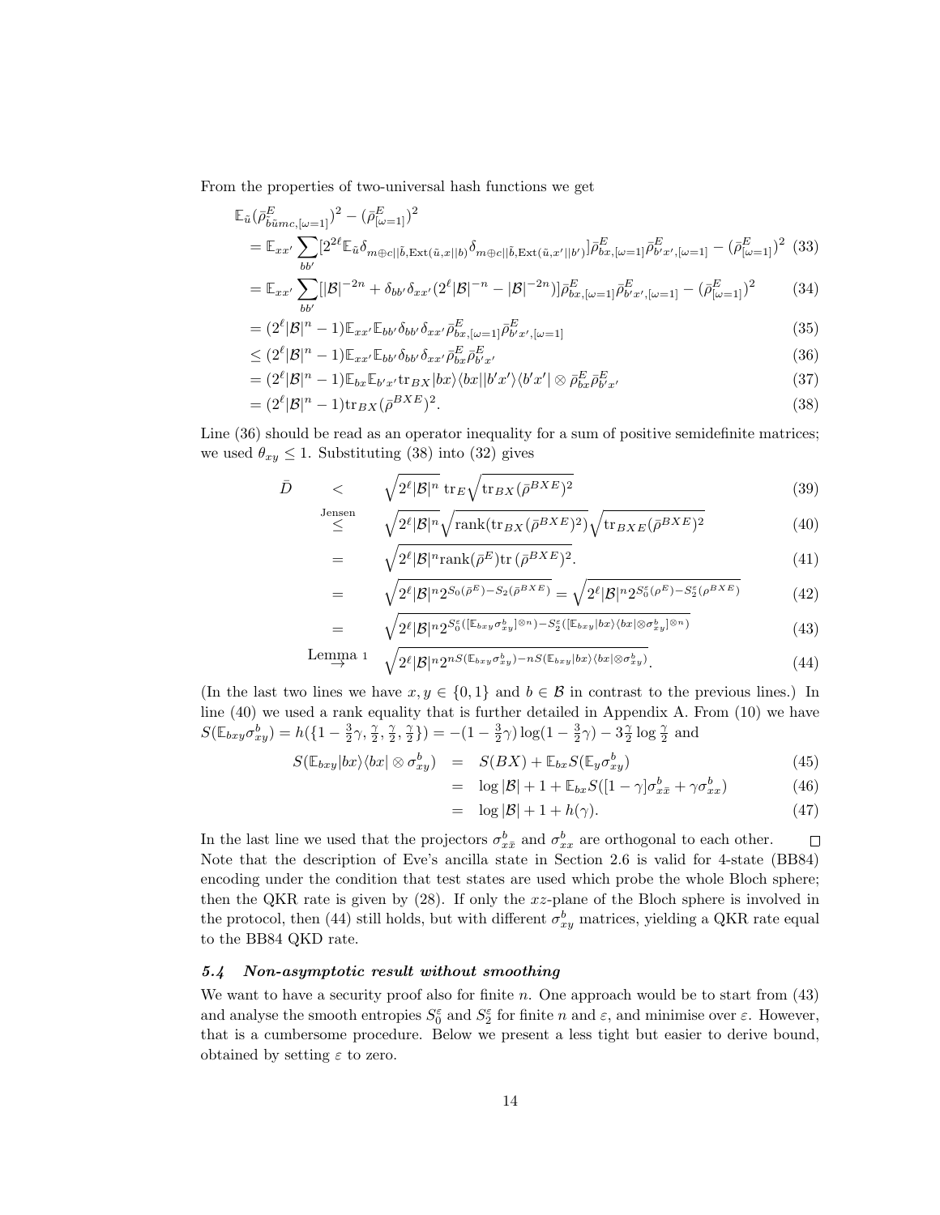From the properties of two-universal hash functions we get

$$
\begin{aligned}
&\mathbb{E}_{\tilde{u}}(\bar{\rho}^E_{\tilde{b}\tilde{u}mc,[\omega=1]})^2 - (\bar{\rho}^E_{[\omega=1]})^2 \\
&= \mathbb{E}_{xx'}\sum_{bb'}[2^{2\ell}\mathbb{E}_{\tilde{u}}\delta_{m\oplus c||\tilde{b},\mathrm{Ext}(\tilde{u},x||b)}\delta_{m\oplus c||\tilde{b},\mathrm{Ext}(\tilde{u},x'||b')}]\bar{\rho}^E_{bx,[\omega=1]}\bar{\rho}^E_{b'x',[\omega=1]} - (\bar{\rho}^E_{[\omega=1]})^2 \quad (33)\\
&= \mathbb{E}_{xx'}\sum_{bb'}[|\mathcal{B}|^{-2n} + \delta_{bb'}\delta_{xx'}(2^\ell|\mathcal{B}|^{-n} - |\mathcal{B}|^{-2n})]\bar{\rho}^E_{bx,[\omega=1]}\bar{\rho}^E_{b'x',[\omega=1]} - (\bar{\rho}^E_{[\omega=1]})^2 \quad (34)\\
&= (2^\ell|\mathcal{B}|^n - 1)\mathbb{E}_{xx'}\mathbb{E}_{bb'}\delta_{bb'}\delta_{xx'}\bar{\rho}^E_{bx,[\omega=1]}\bar{\rho}^E_{b'x',[\omega=1]} \quad (35)\\
&\leq (2^\ell|\mathcal{B}|^n - 1)\mathbb{E}_{xx'}\mathbb{E}_{bb'}\delta_{bb'}\delta_{xx'}\bar{\rho}^E_{bx}\bar{\rho}^E_{b'x'} \quad (36)\\
&= (2^\ell|\mathcal{B}|^n - 1)\mathbb{E}_{bx}\mathbb{E}_{b'x'}\mathrm{tr}_{BX}|bx\rangle\langle bx||b'x'\rangle\langle b'x'| \otimes \bar{\rho}^E_{bx}\bar{\rho}^E_{b'x'} \quad (37)\\
&= (2^\ell|\mathcal{B}|^n - 1)\mathrm{tr}_{BX}(\bar{\rho}^{BXE})^2. \quad (38)
\end{aligned}
$$

Line (36) should be read as an operator inequality for a sum of positive semidefinite matrices; we used $\theta_{xy} \leq 1$. Substituting (38) into (32) gives

$$
\begin{aligned}
\bar{D} &< \sqrt{2^\ell|\mathcal{B}|^n}\ \mathrm{tr}_E\sqrt{\mathrm{tr}_{BX}(\bar{\rho}^{BXE})^2} \quad (39)\\
&\overset{\text{Jensen}}{\leq} \sqrt{2^\ell|\mathcal{B}|^n}\sqrt{\mathrm{rank}(\mathrm{tr}_{BX}(\bar{\rho}^{BXE})^2)}\sqrt{\mathrm{tr}_{BXE}(\bar{\rho}^{BXE})^2} \quad (40)\\
&= \sqrt{2^\ell|\mathcal{B}|^n\mathrm{rank}(\bar{\rho}^E)\mathrm{tr}\,(\bar{\rho}^{BXE})^2}. \quad (41)\\
&= \sqrt{2^\ell|\mathcal{B}|^n 2^{S_0(\bar{\rho}^E) - S_2(\bar{\rho}^{BXE})}} = \sqrt{2^\ell|\mathcal{B}|^n 2^{S_0^\varepsilon(\rho^E) - S_2^\varepsilon(\rho^{BXE})}} \quad (42)\\
&= \sqrt{2^\ell|\mathcal{B}|^n 2^{S_0^\varepsilon([\mathbb{E}_{bxy}\sigma^b_{xy}]^{\otimes n}) - S_2^\varepsilon([\mathbb{E}_{bxy}|bx\rangle\langle bx|\otimes\sigma^b_{xy}]^{\otimes n})}} \quad (43)\\
&\overset{\text{Lemma 1}}{\to} \sqrt{2^\ell|\mathcal{B}|^n 2^{nS(\mathbb{E}_{bxy}\sigma^b_{xy}) - nS(\mathbb{E}_{bxy}|bx\rangle\langle bx|\otimes\sigma^b_{xy})}}. \quad (44)
\end{aligned}
$$

(In the last two lines we have $x, y \in \{0,1\}$ and $b \in \mathcal{B}$ in contrast to the previous lines.) In line (40) we used a rank equality that is further detailed in Appendix A. From (10) we have $S(\mathbb{E}_{bxy}\sigma^b_{xy}) = h(\{1-\frac{3}{2}\gamma, \frac{\gamma}{2}, \frac{\gamma}{2}, \frac{\gamma}{2}\}) = -(1-\frac{3}{2}\gamma)\log(1-\frac{3}{2}\gamma) - 3\frac{\gamma}{2}\log\frac{\gamma}{2}$ and

$$
\begin{aligned}
S(\mathbb{E}_{bxy}|bx\rangle\langle bx| \otimes \sigma^b_{xy}) &= S(BX) + \mathbb{E}_{bx}S(\mathbb{E}_y\sigma^b_{xy}) \quad (45)\\
&= \log|\mathcal{B}| + 1 + \mathbb{E}_{bx}S([1-\gamma]\sigma^b_{x\bar{x}} + \gamma\sigma^b_{xx}) \quad (46)\\
&= \log|\mathcal{B}| + 1 + h(\gamma). \quad (47)
\end{aligned}
$$

In the last line we used that the projectors $\sigma^b_{x\bar{x}}$ and $\sigma^b_{xx}$ are orthogonal to each other. □

Note that the description of Eve's ancilla state in Section 2.6 is valid for 4-state (BB84) encoding under the condition that test states are used which probe the whole Bloch sphere; then the QKR rate is given by (28). If only the $xz$-plane of the Bloch sphere is involved in the protocol, then (44) still holds, but with different $\sigma^b_{xy}$ matrices, yielding a QKR rate equal to the BB84 QKD rate.

### 5.4 *Non-asymptotic result without smoothing*

We want to have a security proof also for finite $n$. One approach would be to start from (43) and analyse the smooth entropies $S_0^\varepsilon$ and $S_2^\varepsilon$ for finite $n$ and $\varepsilon$, and minimise over $\varepsilon$. However, that is a cumbersome procedure. Below we present a less tight but easier to derive bound, obtained by setting $\varepsilon$ to zero.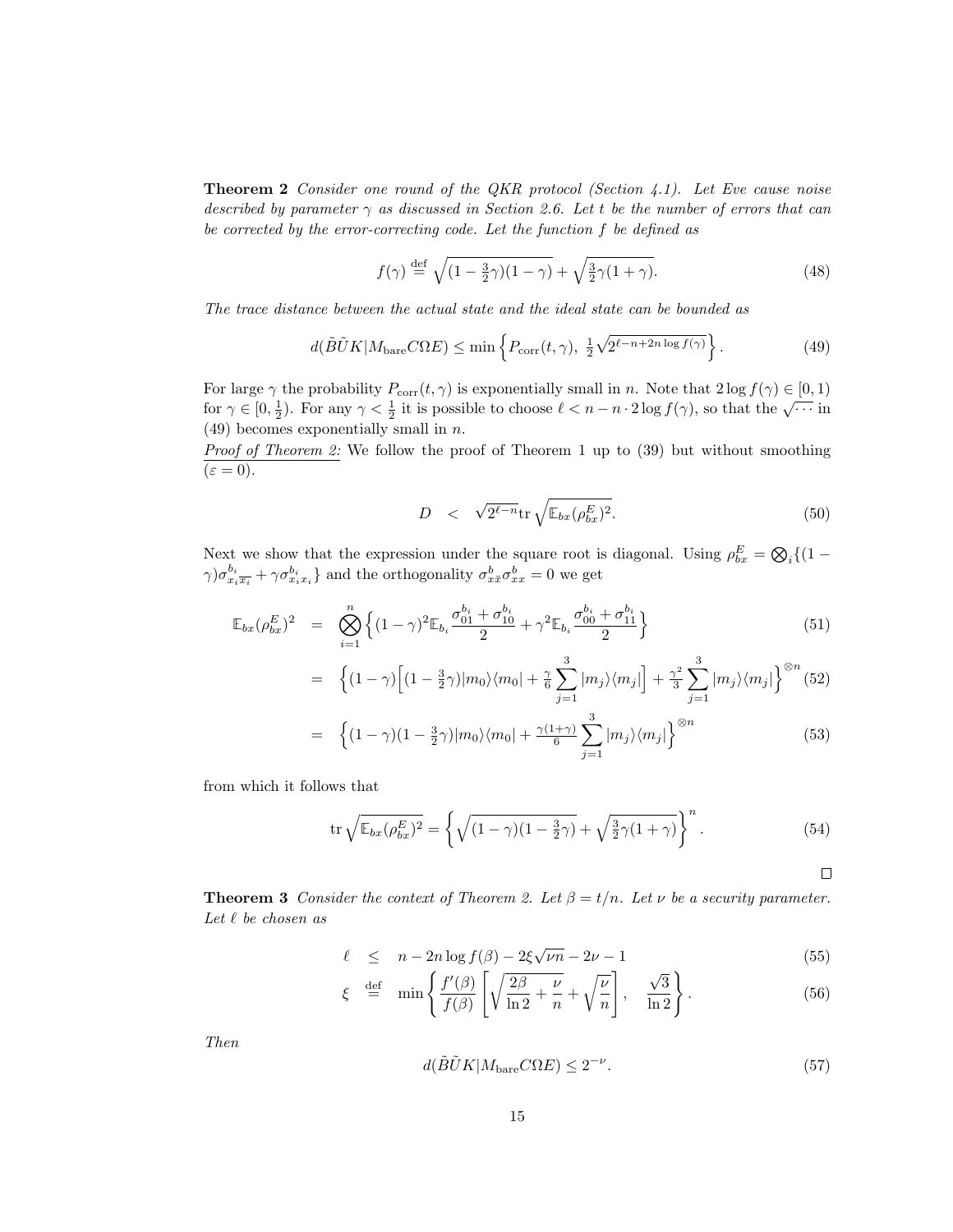**Theorem 2** *Consider one round of the QKR protocol (Section 4.1). Let Eve cause noise described by parameter $\gamma$ as discussed in Section 2.6. Let $t$ be the number of errors that can be corrected by the error-correcting code. Let the function $f$ be defined as*

$$f(\gamma) \stackrel{\rm def}{=} \sqrt{(1-\tfrac{3}{2}\gamma)(1-\gamma)} + \sqrt{\tfrac{3}{2}\gamma(1+\gamma)}. \tag{48}$$

*The trace distance between the actual state and the ideal state can be bounded as*

$$d(\tilde{B}\tilde{U}K|M_{\rm bare}C\Omega E) \leq \min\left\{ P_{\rm corr}(t,\gamma),\ \tfrac{1}{2}\sqrt{2^{\ell-n+2n\log f(\gamma)}} \right\}. \tag{49}$$

For large $\gamma$ the probability $P_{\rm corr}(t,\gamma)$ is exponentially small in $n$. Note that $2\log f(\gamma) \in [0,1)$ for $\gamma \in [0, \frac{1}{2})$. For any $\gamma < \frac{1}{2}$ it is possible to choose $\ell < n - n\cdot 2\log f(\gamma)$, so that the $\sqrt{\cdots}$ in (49) becomes exponentially small in $n$.

<u>*Proof of Theorem 2:*</u> We follow the proof of Theorem 1 up to (39) but without smoothing ($\varepsilon = 0$).

$$D \quad < \quad \sqrt{2^{\ell-n}} {\rm tr} \sqrt{\mathbb{E}_{bx}(\rho^E_{bx})^2}. \tag{50}$$

Next we show that the expression under the square root is diagonal. Using $\rho^E_{bx} = \bigotimes_i \{(1-\gamma)\sigma^{b_i}_{x_i \overline{x_i}} + \gamma \sigma^{b_i}_{x_i x_i}\}$ and the orthogonality $\sigma^b_{x\bar{x}}\sigma^b_{xx} = 0$ we get

$$\begin{aligned}
\mathbb{E}_{bx}(\rho^E_{bx})^2 &= \bigotimes_{i=1}^n \Big\{ (1-\gamma)^2 \mathbb{E}_{b_i} \frac{\sigma^{b_i}_{01} + \sigma^{b_i}_{10}}{2} + \gamma^2 \mathbb{E}_{b_i} \frac{\sigma^{b_i}_{00} + \sigma^{b_i}_{11}}{2} \Big\} && (51)\\
&= \Big\{ (1-\gamma)\Big[ (1-\tfrac{3}{2}\gamma)|m_0\rangle\langle m_0| + \tfrac{\gamma}{6}\sum_{j=1}^3 |m_j\rangle\langle m_j| \Big] + \tfrac{\gamma^2}{3}\sum_{j=1}^3 |m_j\rangle\langle m_j| \Big\}^{\otimes n} && (52)\\
&= \Big\{ (1-\gamma)(1-\tfrac{3}{2}\gamma)|m_0\rangle\langle m_0| + \tfrac{\gamma(1+\gamma)}{6}\sum_{j=1}^3 |m_j\rangle\langle m_j| \Big\}^{\otimes n} && (53)
\end{aligned}$$

from which it follows that

$${\rm tr}\sqrt{\mathbb{E}_{bx}(\rho^E_{bx})^2} = \left\{ \sqrt{(1-\gamma)(1-\tfrac{3}{2}\gamma)} + \sqrt{\tfrac{3}{2}\gamma(1+\gamma)} \right\}^n. \tag{54}$$

□

**Theorem 3** *Consider the context of Theorem 2. Let $\beta = t/n$. Let $\nu$ be a security parameter. Let $\ell$ be chosen as*

$$\begin{aligned}
\ell &\leq n - 2n\log f(\beta) - 2\xi\sqrt{\nu n} - 2\nu - 1 && (55)\\
\xi &\stackrel{\rm def}{=} \min\left\{ \frac{f'(\beta)}{f(\beta)}\left[ \sqrt{\frac{2\beta}{\ln 2} + \frac{\nu}{n}} + \sqrt{\frac{\nu}{n}} \right],\quad \frac{\sqrt{3}}{\ln 2} \right\}. && (56)
\end{aligned}$$

*Then*

$$d(\tilde{B}\tilde{U}K|M_{\rm bare}C\Omega E) \leq 2^{-\nu}. \tag{57}$$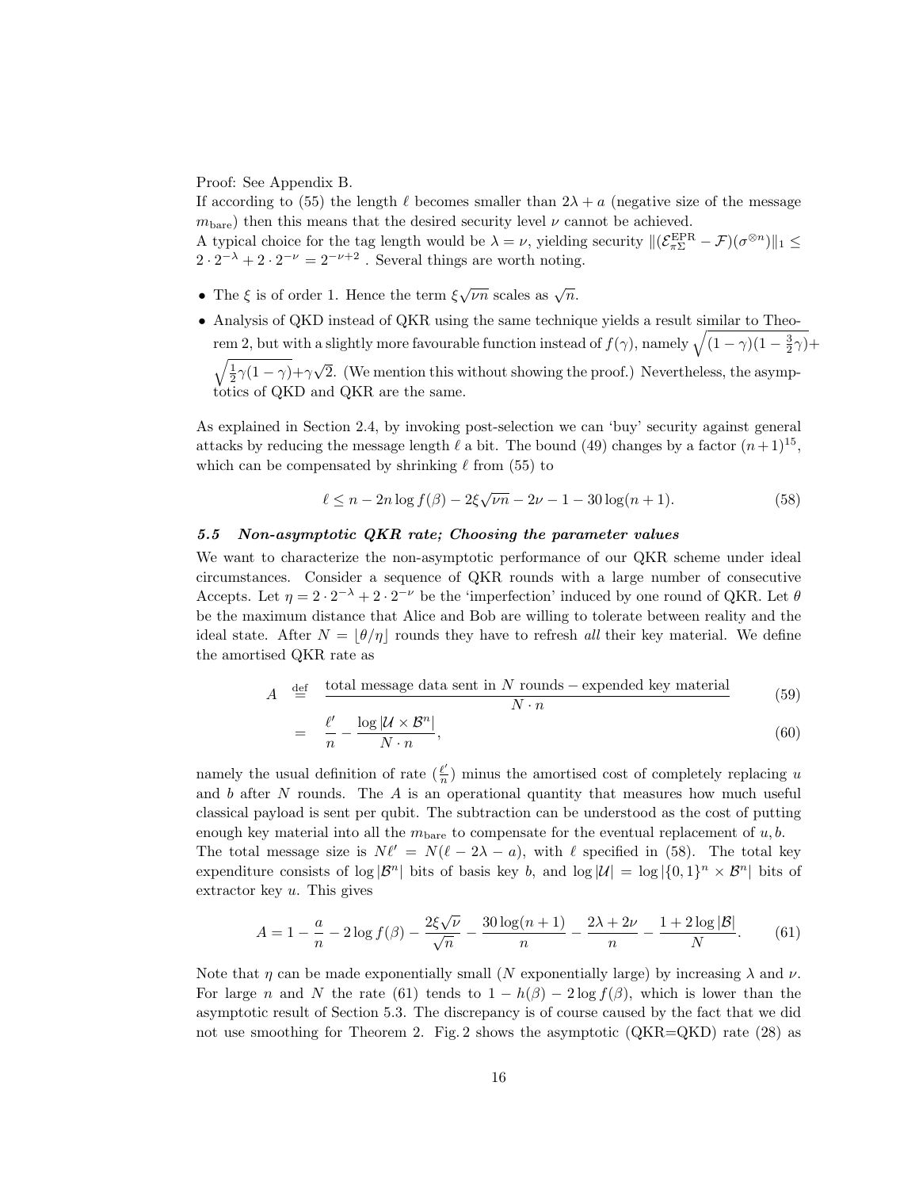Proof: See Appendix B.

If according to (55) the length $\ell$ becomes smaller than $2\lambda + a$ (negative size of the message $m_{\rm bare}$) then this means that the desired security level $\nu$ cannot be achieved.

A typical choice for the tag length would be $\lambda = \nu$, yielding security $\|(\mathcal{E}^{\rm EPR}_{\pi\Sigma} - \mathcal{F})(\sigma^{\otimes n})\|_1 \leq 2 \cdot 2^{-\lambda} + 2 \cdot 2^{-\nu} = 2^{-\nu+2}$ . Several things are worth noting.

- The $\xi$ is of order 1. Hence the term $\xi\sqrt{\nu n}$ scales as $\sqrt{n}$.
- Analysis of QKD instead of QKR using the same technique yields a result similar to Theorem 2, but with a slightly more favourable function instead of $f(\gamma)$, namely $\sqrt{(1-\gamma)(1-\frac{3}{2}\gamma)} + \sqrt{\frac{1}{2}\gamma(1-\gamma)} + \gamma\sqrt{2}$. (We mention this without showing the proof.) Nevertheless, the asymptotics of QKD and QKR are the same.

As explained in Section 2.4, by invoking post-selection we can 'buy' security against general attacks by reducing the message length $\ell$ a bit. The bound (49) changes by a factor $(n+1)^{15}$, which can be compensated by shrinking $\ell$ from (55) to

$$\ell \leq n - 2n \log f(\beta) - 2\xi\sqrt{\nu n} - 2\nu - 1 - 30 \log(n+1). \tag{58}$$

### 5.5 Non-asymptotic QKR rate; Choosing the parameter values

We want to characterize the non-asymptotic performance of our QKR scheme under ideal circumstances. Consider a sequence of QKR rounds with a large number of consecutive Accepts. Let $\eta = 2 \cdot 2^{-\lambda} + 2 \cdot 2^{-\nu}$ be the 'imperfection' induced by one round of QKR. Let $\theta$ be the maximum distance that Alice and Bob are willing to tolerate between reality and the ideal state. After $N = \lfloor \theta/\eta \rfloor$ rounds they have to refresh *all* their key material. We define the amortised QKR rate as

$$A \stackrel{\rm def}{=} \frac{\text{total message data sent in } N \text{ rounds} - \text{expended key material}}{N \cdot n} \tag{59}$$

$$= \frac{\ell'}{n} - \frac{\log |\mathcal{U} \times \mathcal{B}^n|}{N \cdot n}, \tag{60}$$

namely the usual definition of rate ($\frac{\ell'}{n}$) minus the amortised cost of completely replacing $u$ and $b$ after $N$ rounds. The $A$ is an operational quantity that measures how much useful classical payload is sent per qubit. The subtraction can be understood as the cost of putting enough key material into all the $m_{\rm bare}$ to compensate for the eventual replacement of $u, b$.

The total message size is $N\ell' = N(\ell - 2\lambda - a)$, with $\ell$ specified in (58). The total key expenditure consists of $\log |\mathcal{B}^n|$ bits of basis key $b$, and $\log |\mathcal{U}| = \log |\{0,1\}^n \times \mathcal{B}^n|$ bits of extractor key $u$. This gives

$$A = 1 - \frac{a}{n} - 2 \log f(\beta) - \frac{2\xi\sqrt{\nu}}{\sqrt{n}} - \frac{30 \log(n+1)}{n} - \frac{2\lambda + 2\nu}{n} - \frac{1 + 2 \log |\mathcal{B}|}{N}. \tag{61}$$

Note that $\eta$ can be made exponentially small ($N$ exponentially large) by increasing $\lambda$ and $\nu$. For large $n$ and $N$ the rate (61) tends to $1 - h(\beta) - 2 \log f(\beta)$, which is lower than the asymptotic result of Section 5.3. The discrepancy is of course caused by the fact that we did not use smoothing for Theorem 2. Fig. 2 shows the asymptotic (QKR=QKD) rate (28) as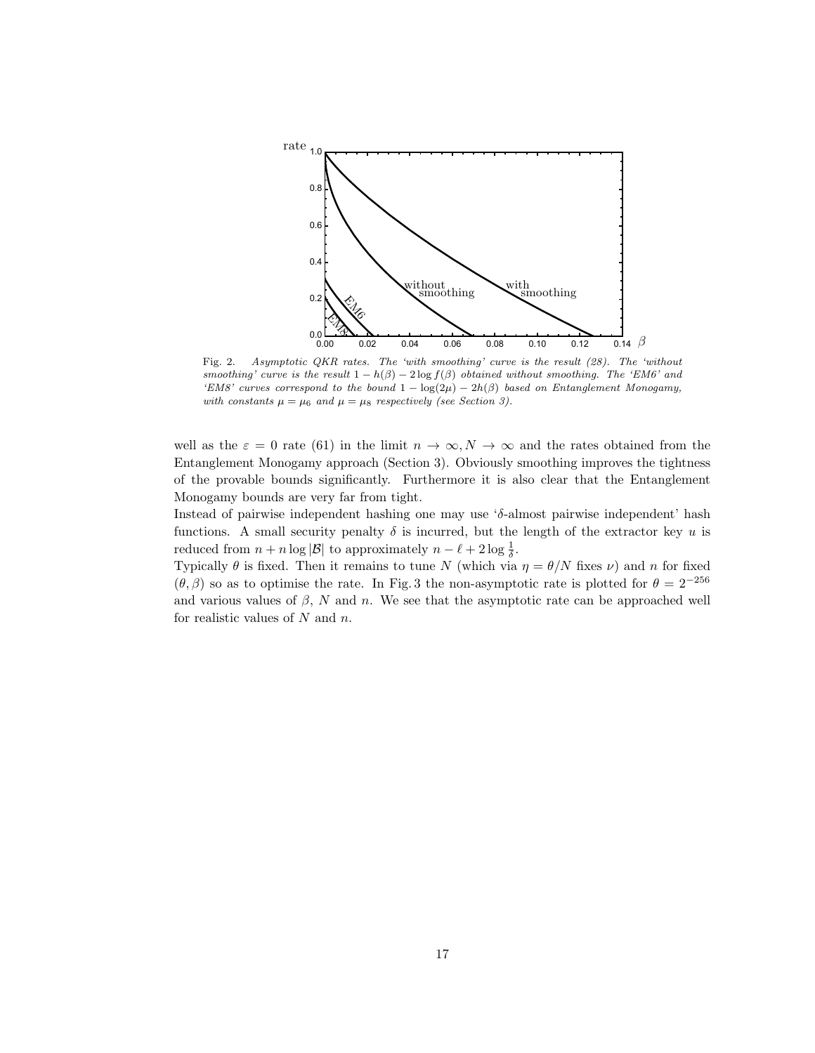Fig. 2. *Asymptotic QKR rates. The 'with smoothing' curve is the result (28). The 'without smoothing' curve is the result $1 - h(\beta) - 2\log f(\beta)$ obtained without smoothing. The 'EM6' and 'EM8' curves correspond to the bound $1 - \log(2\mu) - 2h(\beta)$ based on Entanglement Monogamy, with constants $\mu = \mu_6$ and $\mu = \mu_8$ respectively (see Section 3).*

well as the $\varepsilon = 0$ rate (61) in the limit $n \to \infty, N \to \infty$ and the rates obtained from the Entanglement Monogamy approach (Section 3). Obviously smoothing improves the tightness of the provable bounds significantly. Furthermore it is also clear that the Entanglement Monogamy bounds are very far from tight.

Instead of pairwise independent hashing one may use '$\delta$-almost pairwise independent' hash functions. A small security penalty $\delta$ is incurred, but the length of the extractor key $u$ is reduced from $n + n\log|\mathcal{B}|$ to approximately $n - \ell + 2\log\frac{1}{\delta}$.

Typically $\theta$ is fixed. Then it remains to tune $N$ (which via $\eta = \theta/N$ fixes $\nu$) and $n$ for fixed $(\theta, \beta)$ so as to optimise the rate. In Fig. 3 the non-asymptotic rate is plotted for $\theta = 2^{-256}$ and various values of $\beta$, $N$ and $n$. We see that the asymptotic rate can be approached well for realistic values of $N$ and $n$.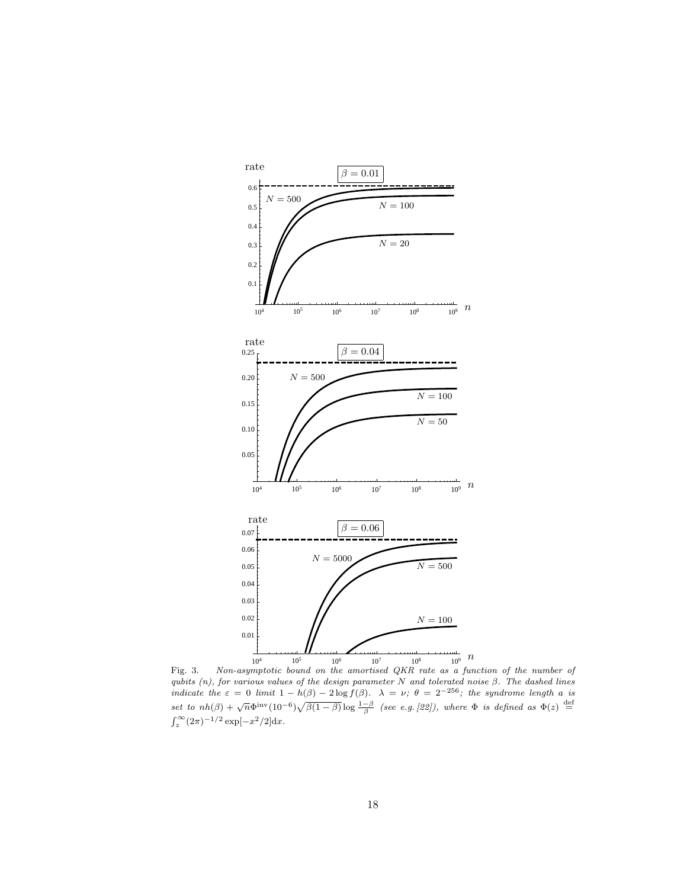Fig. 3. *Non-asymptotic bound on the amortised QKR rate as a function of the number of qubits ($n$), for various values of the design parameter $N$ and tolerated noise $\beta$. The dashed lines indicate the $\varepsilon = 0$ limit $1 - h(\beta) - 2\log f(\beta)$. $\lambda = \nu$; $\theta = 2^{-256}$; the syndrome length $a$ is set to $nh(\beta) + \sqrt{n}\Phi^{\rm inv}(10^{-6})\sqrt{\beta(1-\beta)}\log\frac{1-\beta}{\beta}$ (see e.g. [22]), where $\Phi$ is defined as $\Phi(z) \stackrel{\rm def}{=} \int_z^\infty (2\pi)^{-1/2}\exp[-x^2/2]{\rm d}x$.*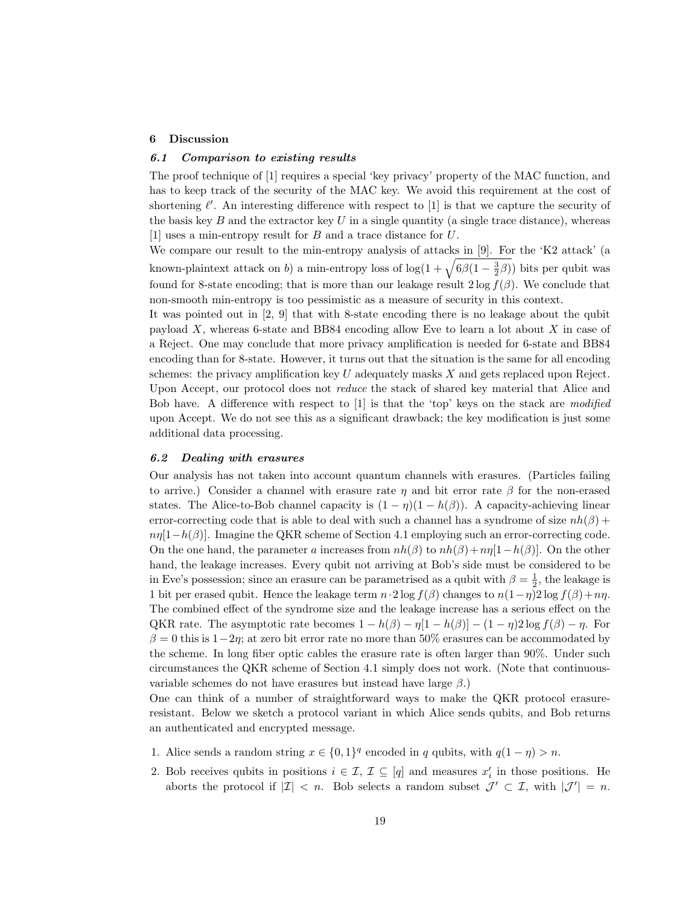## 6 Discussion

### 6.1 Comparison to existing results

The proof technique of [1] requires a special 'key privacy' property of the MAC function, and has to keep track of the security of the MAC key. We avoid this requirement at the cost of shortening $\ell'$. An interesting difference with respect to [1] is that we capture the security of the basis key $B$ and the extractor key $U$ in a single quantity (a single trace distance), whereas [1] uses a min-entropy result for $B$ and a trace distance for $U$.

We compare our result to the min-entropy analysis of attacks in [9]. For the 'K2 attack' (a known-plaintext attack on $b$) a min-entropy loss of $\log(1 + \sqrt{6\beta(1 - \frac{3}{2}\beta)})$ bits per qubit was found for 8-state encoding; that is more than our leakage result $2 \log f(\beta)$. We conclude that non-smooth min-entropy is too pessimistic as a measure of security in this context.

It was pointed out in [2, 9] that with 8-state encoding there is no leakage about the qubit payload $X$, whereas 6-state and BB84 encoding allow Eve to learn a lot about $X$ in case of a Reject. One may conclude that more privacy amplification is needed for 6-state and BB84 encoding than for 8-state. However, it turns out that the situation is the same for all encoding schemes: the privacy amplification key $U$ adequately masks $X$ and gets replaced upon Reject. Upon Accept, our protocol does not *reduce* the stack of shared key material that Alice and Bob have. A difference with respect to [1] is that the 'top' keys on the stack are *modified* upon Accept. We do not see this as a significant drawback; the key modification is just some additional data processing.

### 6.2 Dealing with erasures

Our analysis has not taken into account quantum channels with erasures. (Particles failing to arrive.) Consider a channel with erasure rate $\eta$ and bit error rate $\beta$ for the non-erased states. The Alice-to-Bob channel capacity is $(1 - \eta)(1 - h(\beta))$. A capacity-achieving linear error-correcting code that is able to deal with such a channel has a syndrome of size $nh(\beta) + n\eta[1-h(\beta)]$. Imagine the QKR scheme of Section 4.1 employing such an error-correcting code. On the one hand, the parameter $a$ increases from $nh(\beta)$ to $nh(\beta)+n\eta[1-h(\beta)]$. On the other hand, the leakage increases. Every qubit not arriving at Bob's side must be considered to be in Eve's possession; since an erasure can be parametrised as a qubit with $\beta = \frac{1}{2}$, the leakage is 1 bit per erased qubit. Hence the leakage term $n \cdot 2 \log f(\beta)$ changes to $n(1-\eta)2 \log f(\beta) + n\eta$. The combined effect of the syndrome size and the leakage increase has a serious effect on the QKR rate. The asymptotic rate becomes $1 - h(\beta) - \eta[1 - h(\beta)] - (1 - \eta)2 \log f(\beta) - \eta$. For $\beta = 0$ this is $1 - 2\eta$; at zero bit error rate no more than 50% erasures can be accommodated by the scheme. In long fiber optic cables the erasure rate is often larger than 90%. Under such circumstances the QKR scheme of Section 4.1 simply does not work. (Note that continuous-variable schemes do not have erasures but instead have large $\beta$.)

One can think of a number of straightforward ways to make the QKR protocol erasure-resistant. Below we sketch a protocol variant in which Alice sends qubits, and Bob returns an authenticated and encrypted message.

1. Alice sends a random string $x \in \{0,1\}^q$ encoded in $q$ qubits, with $q(1 - \eta) > n$.
2. Bob receives qubits in positions $i \in \mathcal{I}$, $\mathcal{I} \subseteq [q]$ and measures $x'_i$ in those positions. He aborts the protocol if $|\mathcal{I}| < n$. Bob selects a random subset $\mathcal{J}' \subset \mathcal{I}$, with $|\mathcal{J}'| = n$.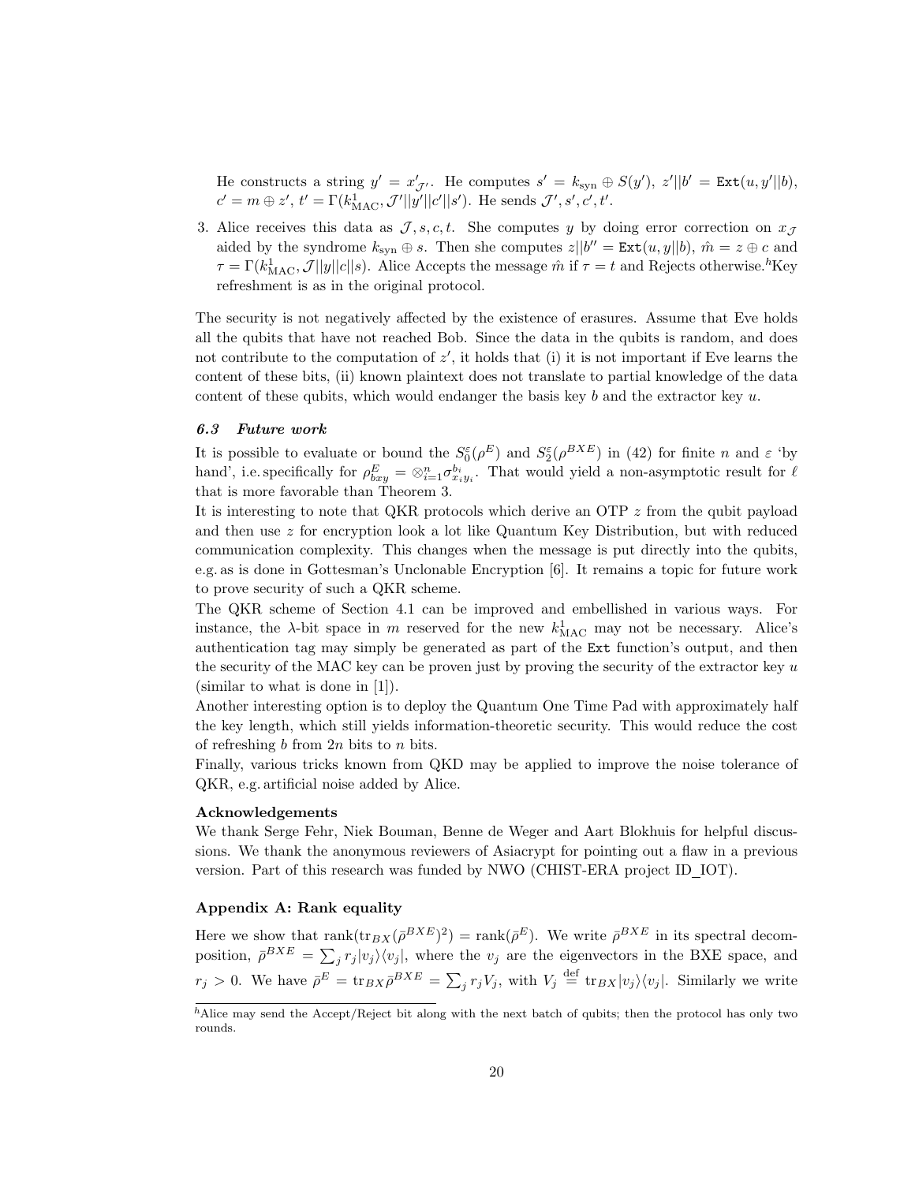He constructs a string $y' = x'_{\mathcal{J}'}$. He computes $s' = k_{\rm syn} \oplus S(y')$, $z'||b' = \texttt{Ext}(u, y'||b)$, $c' = m \oplus z'$, $t' = \Gamma(k^1_{\rm MAC}, \mathcal{J}'||y'||c'||s')$. He sends $\mathcal{J}', s', c', t'$.

3. Alice receives this data as $\mathcal{J}, s, c, t$. She computes $y$ by doing error correction on $x_{\mathcal{J}}$ aided by the syndrome $k_{\rm syn} \oplus s$. Then she computes $z||b'' = \texttt{Ext}(u, y||b)$, $\hat{m} = z \oplus c$ and $\tau = \Gamma(k^1_{\rm MAC}, \mathcal{J}||y||c||s)$. Alice Accepts the message $\hat{m}$ if $\tau = t$ and Rejects otherwise.[h] Key refreshment is as in the original protocol.

The security is not negatively affected by the existence of erasures. Assume that Eve holds all the qubits that have not reached Bob. Since the data in the qubits is random, and does not contribute to the computation of $z'$, it holds that (i) it is not important if Eve learns the content of these bits, (ii) known plaintext does not translate to partial knowledge of the data content of these qubits, which would endanger the basis key $b$ and the extractor key $u$.

### 6.3 Future work

It is possible to evaluate or bound the $S_0^\varepsilon(\rho^E)$ and $S_2^\varepsilon(\rho^{BXE})$ in (42) for finite $n$ and $\varepsilon$ 'by hand', i.e. specifically for $\rho^E_{bxy} = \otimes_{i=1}^n \sigma^{b_i}_{x_i y_i}$. That would yield a non-asymptotic result for $\ell$ that is more favorable than Theorem 3.

It is interesting to note that QKR protocols which derive an OTP $z$ from the qubit payload and then use $z$ for encryption look a lot like Quantum Key Distribution, but with reduced communication complexity. This changes when the message is put directly into the qubits, e.g. as is done in Gottesman's Unclonable Encryption [6]. It remains a topic for future work to prove security of such a QKR scheme.

The QKR scheme of Section 4.1 can be improved and embellished in various ways. For instance, the $\lambda$-bit space in $m$ reserved for the new $k^1_{\rm MAC}$ may not be necessary. Alice's authentication tag may simply be generated as part of the Ext function's output, and then the security of the MAC key can be proven just by proving the security of the extractor key $u$ (similar to what is done in [1]).

Another interesting option is to deploy the Quantum One Time Pad with approximately half the key length, which still yields information-theoretic security. This would reduce the cost of refreshing $b$ from $2n$ bits to $n$ bits.

Finally, various tricks known from QKD may be applied to improve the noise tolerance of QKR, e.g. artificial noise added by Alice.

**Acknowledgements**

We thank Serge Fehr, Niek Bouman, Benne de Weger and Aart Blokhuis for helpful discussions. We thank the anonymous reviewers of Asiacrypt for pointing out a flaw in a previous version. Part of this research was funded by NWO (CHIST-ERA project ID_IOT).

**Appendix A: Rank equality**

Here we show that $\text{rank}(\text{tr}_{BX}(\bar{\rho}^{BXE})^2) = \text{rank}(\bar{\rho}^E)$. We write $\bar{\rho}^{BXE}$ in its spectral decomposition, $\bar{\rho}^{BXE} = \sum_j r_j |v_j\rangle\langle v_j|$, where the $v_j$ are the eigenvectors in the BXE space, and $r_j > 0$. We have $\bar{\rho}^E = \text{tr}_{BX}\bar{\rho}^{BXE} = \sum_j r_j V_j$, with $V_j \stackrel{\rm def}{=} \text{tr}_{BX}|v_j\rangle\langle v_j|$. Similarly we write

[h] Alice may send the Accept/Reject bit along with the next batch of qubits; then the protocol has only two rounds.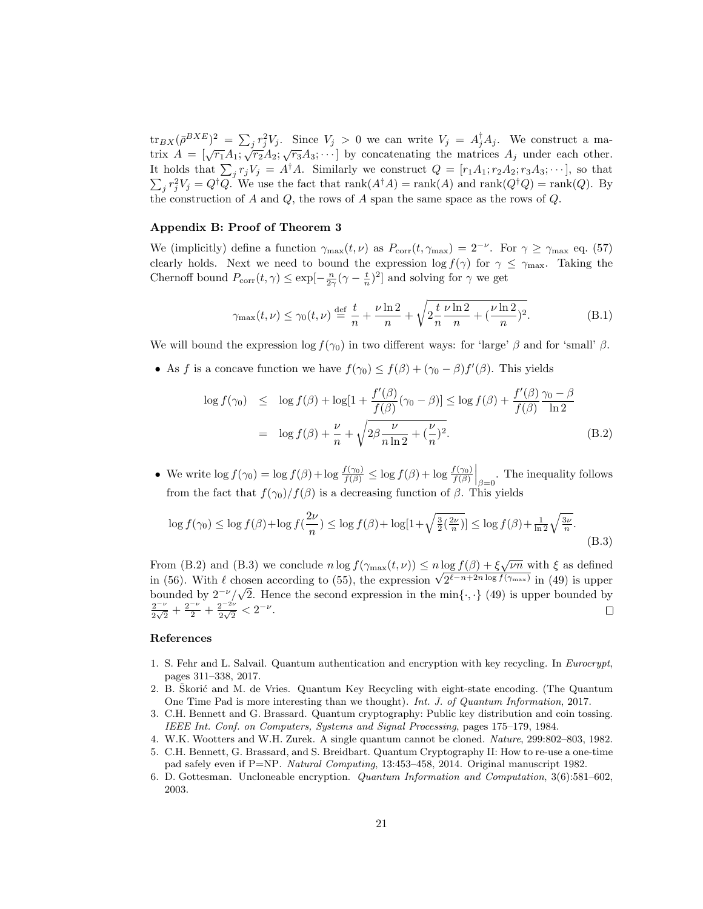$\text{tr}_{BX}(\bar{\rho}^{BXE})^2 = \sum_j r_j^2 V_j$. Since $V_j > 0$ we can write $V_j = A_j^\dagger A_j$. We construct a matrix $A = [\sqrt{r_1}A_1; \sqrt{r_2}A_2; \sqrt{r_3}A_3; \cdots]$ by concatenating the matrices $A_j$ under each other. It holds that $\sum_j r_j V_j = A^\dagger A$. Similarly we construct $Q = [r_1 A_1; r_2 A_2; r_3 A_3; \cdots]$, so that $\sum_j r_j^2 V_j = Q^\dagger Q$. We use the fact that $\text{rank}(A^\dagger A) = \text{rank}(A)$ and $\text{rank}(Q^\dagger Q) = \text{rank}(Q)$. By the construction of $A$ and $Q$, the rows of $A$ span the same space as the rows of $Q$.

### Appendix B: Proof of Theorem 3

We (implicitly) define a function $\gamma_{\max}(t,\nu)$ as $P_{\text{corr}}(t, \gamma_{\max}) = 2^{-\nu}$. For $\gamma \geq \gamma_{\max}$ eq. (57) clearly holds. Next we need to bound the expression $\log f(\gamma)$ for $\gamma \leq \gamma_{\max}$. Taking the Chernoff bound $P_{\text{corr}}(t,\gamma) \leq \exp[-\frac{n}{2\gamma}(\gamma - \frac{t}{n})^2]$ and solving for $\gamma$ we get

$$\gamma_{\max}(t,\nu) \leq \gamma_0(t,\nu) \stackrel{\text{def}}{=} \frac{t}{n} + \frac{\nu \ln 2}{n} + \sqrt{2\frac{t}{n}\frac{\nu \ln 2}{n} + (\frac{\nu \ln 2}{n})^2}. \tag{B.1}$$

We will bound the expression $\log f(\gamma_0)$ in two different ways: for 'large' $\beta$ and for 'small' $\beta$.

- As $f$ is a concave function we have $f(\gamma_0) \leq f(\beta) + (\gamma_0 - \beta) f'(\beta)$. This yields

$$\begin{aligned}
\log f(\gamma_0) &\leq \log f(\beta) + \log[1 + \frac{f'(\beta)}{f(\beta)}(\gamma_0 - \beta)] \leq \log f(\beta) + \frac{f'(\beta)}{f(\beta)} \frac{\gamma_0 - \beta}{\ln 2} \\
&= \log f(\beta) + \frac{\nu}{n} + \sqrt{2\beta \frac{\nu}{n \ln 2} + (\frac{\nu}{n})^2}.
\end{aligned} \tag{B.2}$$

- We write $\log f(\gamma_0) = \log f(\beta) + \log \frac{f(\gamma_0)}{f(\beta)} \leq \log f(\beta) + \log \frac{f(\gamma_0)}{f(\beta)}\Big|_{\beta=0}$. The inequality follows from the fact that $f(\gamma_0)/f(\beta)$ is a decreasing function of $\beta$. This yields

$$\log f(\gamma_0) \leq \log f(\beta) + \log f(\frac{2\nu}{n}) \leq \log f(\beta) + \log[1 + \sqrt{\tfrac{3}{2}(\tfrac{2\nu}{n})}] \leq \log f(\beta) + \tfrac{1}{\ln 2}\sqrt{\tfrac{3\nu}{n}}. \tag{B.3}$$

From (B.2) and (B.3) we conclude $n \log f(\gamma_{\max}(t,\nu)) \leq n \log f(\beta) + \xi\sqrt{\nu n}$ with $\xi$ as defined in (56). With $\ell$ chosen according to (55), the expression $\sqrt{2^{\ell - n + 2n \log f(\gamma_{\max})}}$ in (49) is upper bounded by $2^{-\nu}/\sqrt{2}$. Hence the second expression in the $\min\{\cdot,\cdot\}$ (49) is upper bounded by $\frac{2^{-\nu}}{2\sqrt{2}} + \frac{2^{-\nu}}{2} + \frac{2^{-2\nu}}{2\sqrt{2}} < 2^{-\nu}$. $\square$

### References

1. S. Fehr and L. Salvail. Quantum authentication and encryption with key recycling. In *Eurocrypt*, pages 311–338, 2017.
2. B. Škorić and M. de Vries. Quantum Key Recycling with eight-state encoding. (The Quantum One Time Pad is more interesting than we thought). *Int. J. of Quantum Information*, 2017.
3. C.H. Bennett and G. Brassard. Quantum cryptography: Public key distribution and coin tossing. *IEEE Int. Conf. on Computers, Systems and Signal Processing*, pages 175–179, 1984.
4. W.K. Wootters and W.H. Zurek. A single quantum cannot be cloned. *Nature*, 299:802–803, 1982.
5. C.H. Bennett, G. Brassard, and S. Breidbart. Quantum Cryptography II: How to re-use a one-time pad safely even if P=NP. *Natural Computing*, 13:453–458, 2014. Original manuscript 1982.
6. D. Gottesman. Uncloneable encryption. *Quantum Information and Computation*, 3(6):581–602, 2003.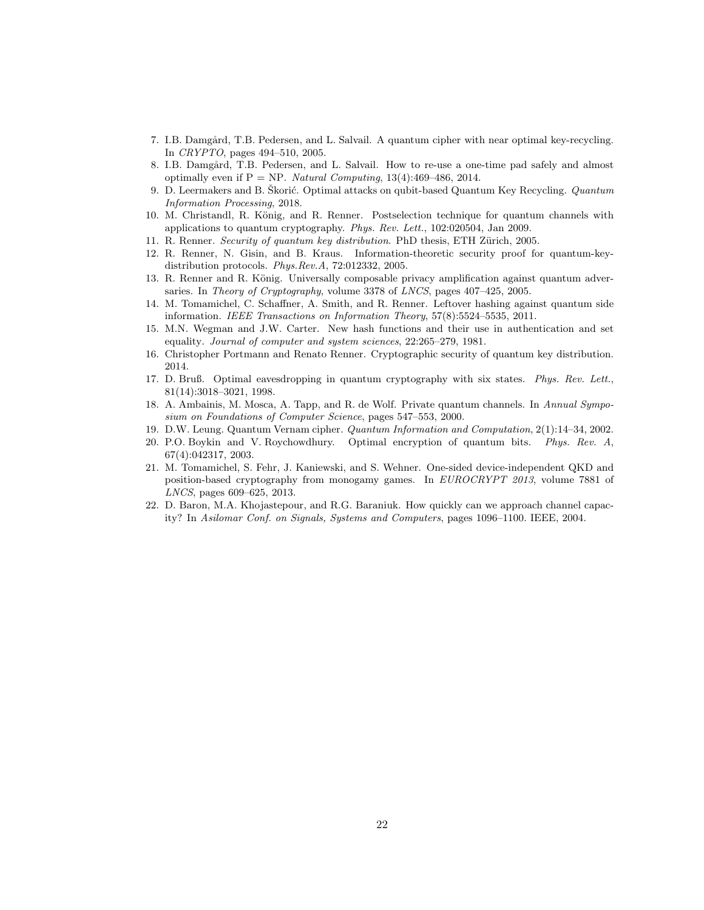7. I.B. Damgård, T.B. Pedersen, and L. Salvail. A quantum cipher with near optimal key-recycling. In *CRYPTO*, pages 494–510, 2005.
8. I.B. Damgård, T.B. Pedersen, and L. Salvail. How to re-use a one-time pad safely and almost optimally even if P = NP. *Natural Computing*, 13(4):469–486, 2014.
9. D. Leermakers and B. Škorić. Optimal attacks on qubit-based Quantum Key Recycling. *Quantum Information Processing*, 2018.
10. M. Christandl, R. König, and R. Renner. Postselection technique for quantum channels with applications to quantum cryptography. *Phys. Rev. Lett.*, 102:020504, Jan 2009.
11. R. Renner. *Security of quantum key distribution*. PhD thesis, ETH Zürich, 2005.
12. R. Renner, N. Gisin, and B. Kraus. Information-theoretic security proof for quantum-key-distribution protocols. *Phys.Rev.A*, 72:012332, 2005.
13. R. Renner and R. König. Universally composable privacy amplification against quantum adversaries. In *Theory of Cryptography*, volume 3378 of *LNCS*, pages 407–425, 2005.
14. M. Tomamichel, C. Schaffner, A. Smith, and R. Renner. Leftover hashing against quantum side information. *IEEE Transactions on Information Theory*, 57(8):5524–5535, 2011.
15. M.N. Wegman and J.W. Carter. New hash functions and their use in authentication and set equality. *Journal of computer and system sciences*, 22:265–279, 1981.
16. Christopher Portmann and Renato Renner. Cryptographic security of quantum key distribution. 2014.
17. D. Bruß. Optimal eavesdropping in quantum cryptography with six states. *Phys. Rev. Lett.*, 81(14):3018–3021, 1998.
18. A. Ambainis, M. Mosca, A. Tapp, and R. de Wolf. Private quantum channels. In *Annual Symposium on Foundations of Computer Science*, pages 547–553, 2000.
19. D.W. Leung. Quantum Vernam cipher. *Quantum Information and Computation*, 2(1):14–34, 2002.
20. P.O. Boykin and V. Roychowdhury. Optimal encryption of quantum bits. *Phys. Rev. A*, 67(4):042317, 2003.
21. M. Tomamichel, S. Fehr, J. Kaniewski, and S. Wehner. One-sided device-independent QKD and position-based cryptography from monogamy games. In *EUROCRYPT 2013*, volume 7881 of *LNCS*, pages 609–625, 2013.
22. D. Baron, M.A. Khojastepour, and R.G. Baraniuk. How quickly can we approach channel capacity? In *Asilomar Conf. on Signals, Systems and Computers*, pages 1096–1100. IEEE, 2004.